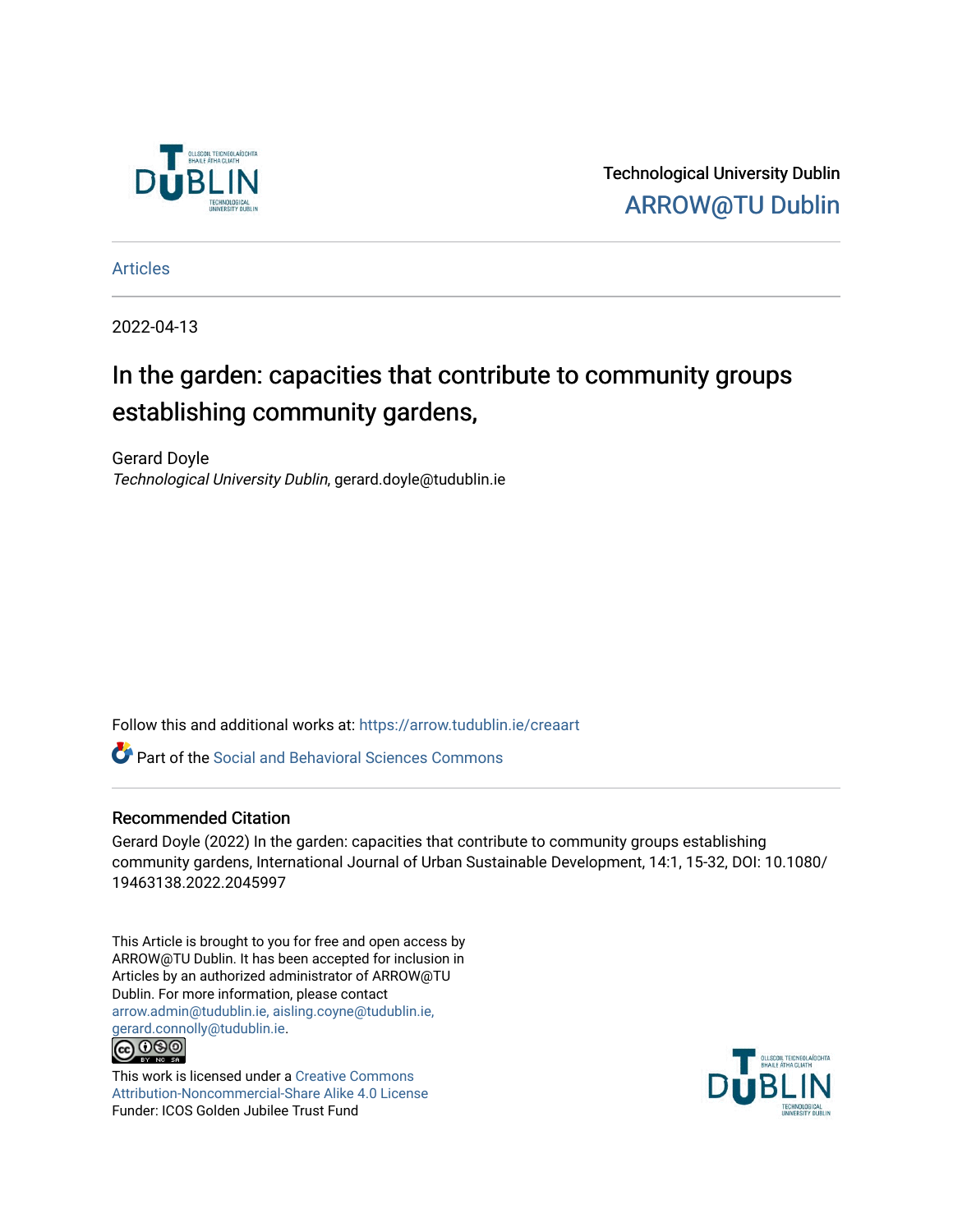Technological University Dublin

ARROW@TU Dublin

Articles

2022-04-13

# In the garden: capacities that contribute to community groups establishing community gardens,

Gerard Doyle
*Technological University Dublin*, gerard.doyle@tudublin.ie

Follow this and additional works at: https://arrow.tudublin.ie/creaart

Part of the Social and Behavioral Sciences Commons

## Recommended Citation

Gerard Doyle (2022) In the garden: capacities that contribute to community groups establishing community gardens, International Journal of Urban Sustainable Development, 14:1, 15-32, DOI: 10.1080/19463138.2022.2045997

This Article is brought to you for free and open access by ARROW@TU Dublin. It has been accepted for inclusion in Articles by an authorized administrator of ARROW@TU Dublin. For more information, please contact arrow.admin@tudublin.ie, aisling.coyne@tudublin.ie, gerard.connolly@tudublin.ie.

This work is licensed under a Creative Commons Attribution-Noncommercial-Share Alike 4.0 License
Funder: ICOS Golden Jubilee Trust Fund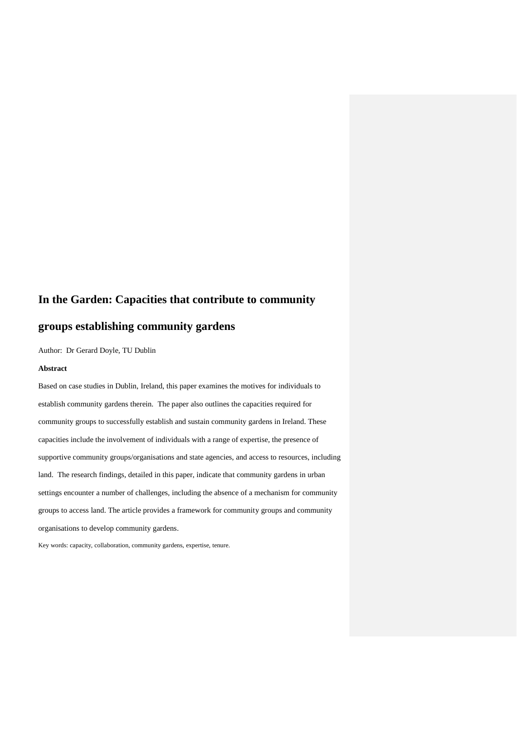# In the Garden: Capacities that contribute to community groups establishing community gardens

Author: Dr Gerard Doyle, TU Dublin

**Abstract**

Based on case studies in Dublin, Ireland, this paper examines the motives for individuals to establish community gardens therein. The paper also outlines the capacities required for community groups to successfully establish and sustain community gardens in Ireland. These capacities include the involvement of individuals with a range of expertise, the presence of supportive community groups/organisations and state agencies, and access to resources, including land. The research findings, detailed in this paper, indicate that community gardens in urban settings encounter a number of challenges, including the absence of a mechanism for community groups to access land. The article provides a framework for community groups and community organisations to develop community gardens.

Key words: capacity, collaboration, community gardens, expertise, tenure.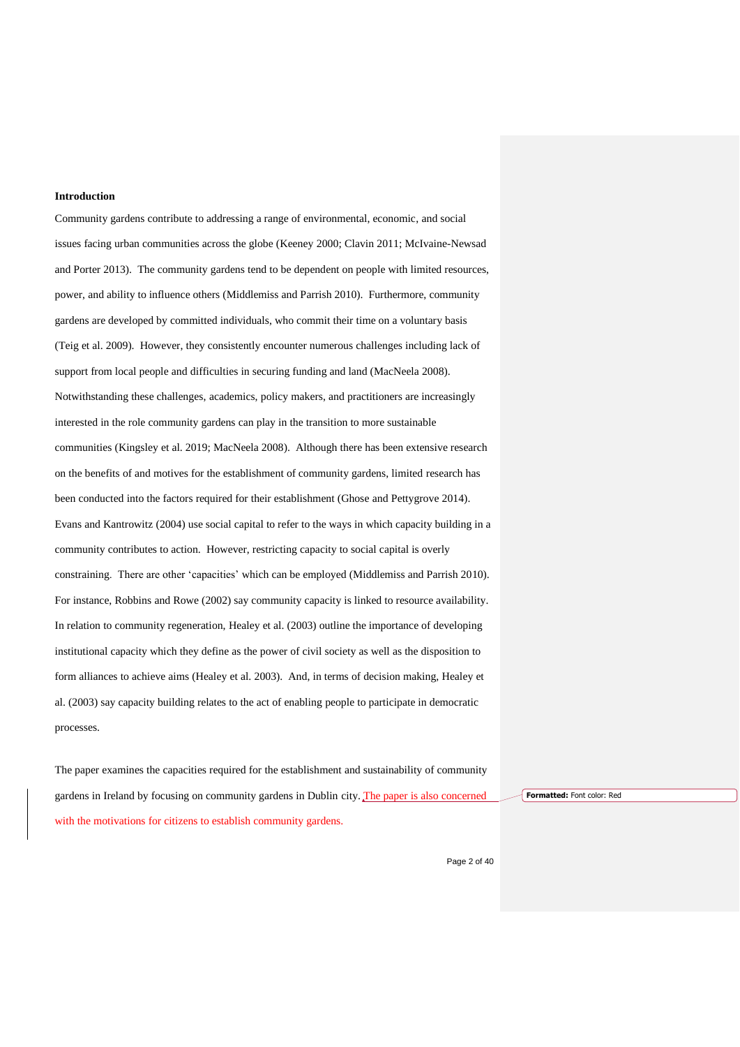## Introduction

Community gardens contribute to addressing a range of environmental, economic, and social issues facing urban communities across the globe (Keeney 2000; Clavin 2011; McIvaine-Newsad and Porter 2013). The community gardens tend to be dependent on people with limited resources, power, and ability to influence others (Middlemiss and Parrish 2010). Furthermore, community gardens are developed by committed individuals, who commit their time on a voluntary basis (Teig et al. 2009). However, they consistently encounter numerous challenges including lack of support from local people and difficulties in securing funding and land (MacNeela 2008). Notwithstanding these challenges, academics, policy makers, and practitioners are increasingly interested in the role community gardens can play in the transition to more sustainable communities (Kingsley et al. 2019; MacNeela 2008). Although there has been extensive research on the benefits of and motives for the establishment of community gardens, limited research has been conducted into the factors required for their establishment (Ghose and Pettygrove 2014). Evans and Kantrowitz (2004) use social capital to refer to the ways in which capacity building in a community contributes to action. However, restricting capacity to social capital is overly constraining. There are other 'capacities' which can be employed (Middlemiss and Parrish 2010). For instance, Robbins and Rowe (2002) say community capacity is linked to resource availability. In relation to community regeneration, Healey et al. (2003) outline the importance of developing institutional capacity which they define as the power of civil society as well as the disposition to form alliances to achieve aims (Healey et al. 2003). And, in terms of decision making, Healey et al. (2003) say capacity building relates to the act of enabling people to participate in democratic processes.

The paper examines the capacities required for the establishment and sustainability of community gardens in Ireland by focusing on community gardens in Dublin city. The paper is also concerned with the motivations for citizens to establish community gardens.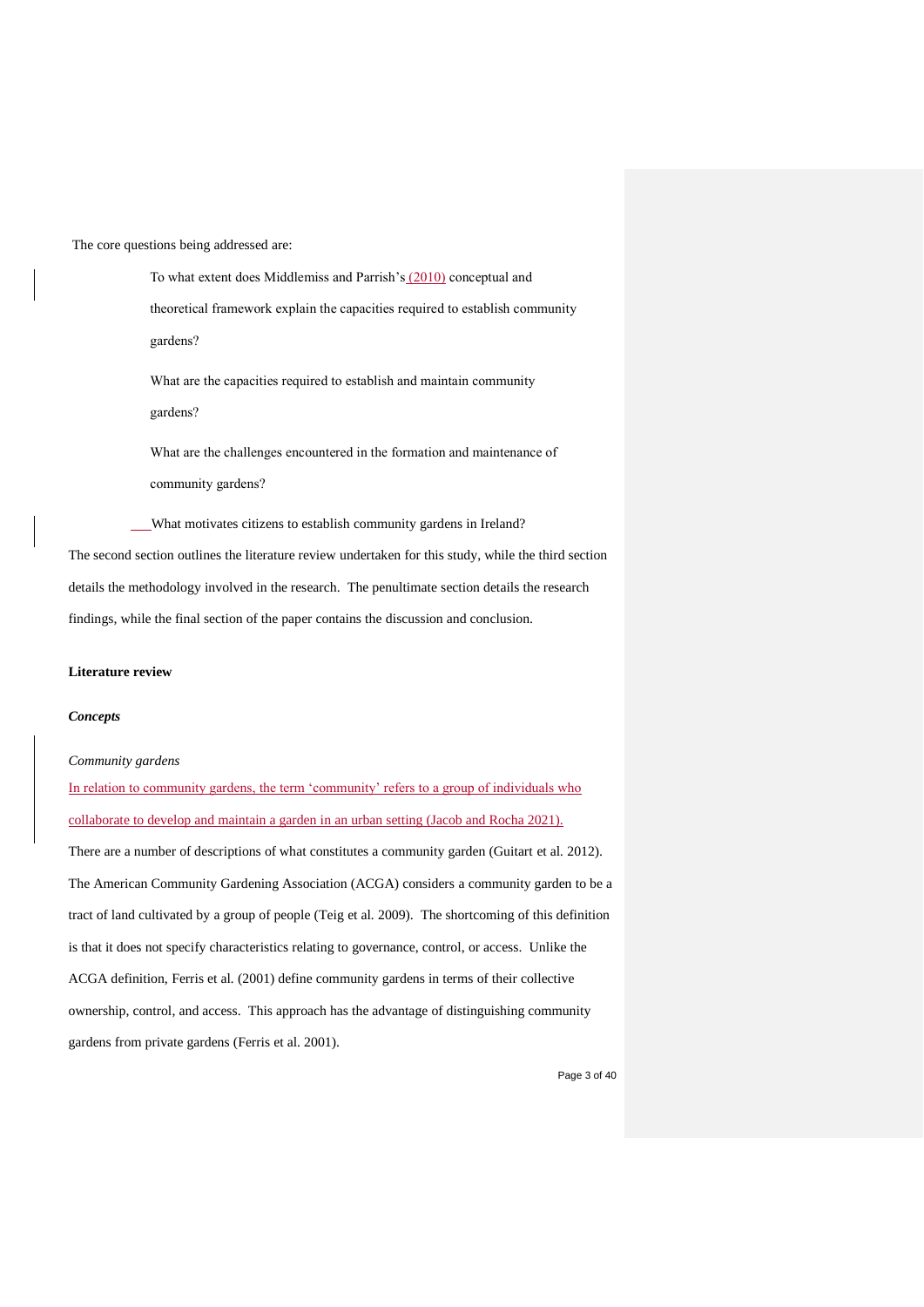The core questions being addressed are:

> To what extent does Middlemiss and Parrish's (2010) conceptual and theoretical framework explain the capacities required to establish community gardens?
>
> What are the capacities required to establish and maintain community gardens?
>
> What are the challenges encountered in the formation and maintenance of community gardens?
>
> What motivates citizens to establish community gardens in Ireland?

The second section outlines the literature review undertaken for this study, while the third section details the methodology involved in the research. The penultimate section details the research findings, while the final section of the paper contains the discussion and conclusion.

## Literature review

### *Concepts*

#### *Community gardens*

In relation to community gardens, the term 'community' refers to a group of individuals who collaborate to develop and maintain a garden in an urban setting (Jacob and Rocha 2021).

There are a number of descriptions of what constitutes a community garden (Guitart et al. 2012). The American Community Gardening Association (ACGA) considers a community garden to be a tract of land cultivated by a group of people (Teig et al. 2009). The shortcoming of this definition is that it does not specify characteristics relating to governance, control, or access. Unlike the ACGA definition, Ferris et al. (2001) define community gardens in terms of their collective ownership, control, and access. This approach has the advantage of distinguishing community gardens from private gardens (Ferris et al. 2001).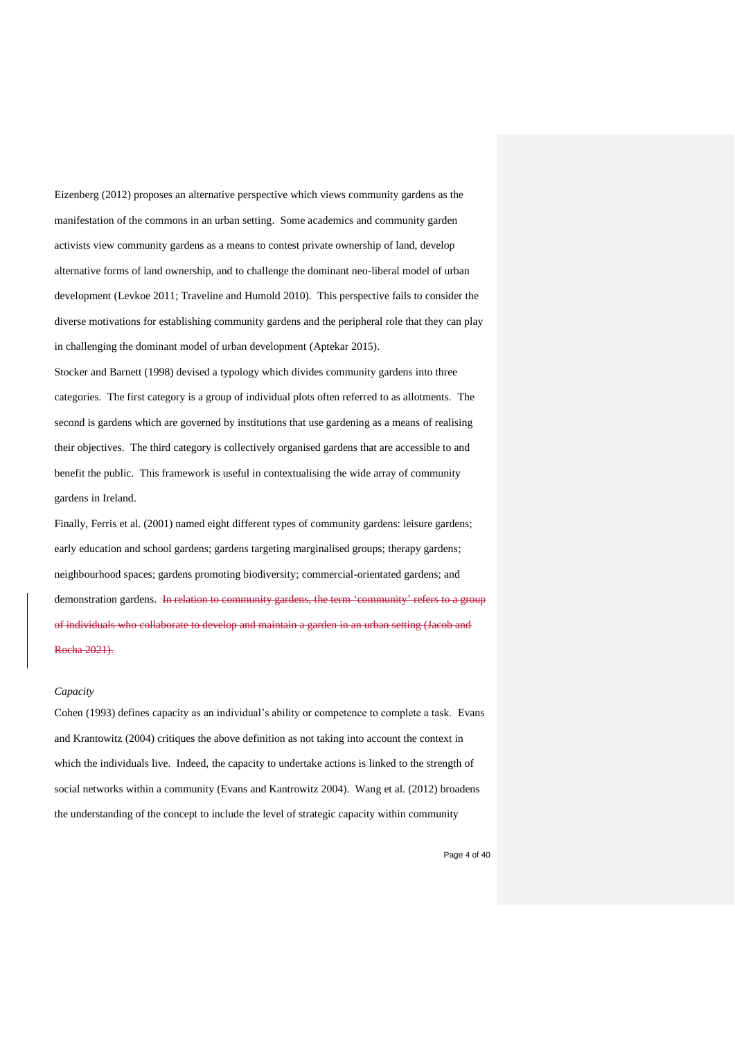Eizenberg (2012) proposes an alternative perspective which views community gardens as the manifestation of the commons in an urban setting. Some academics and community garden activists view community gardens as a means to contest private ownership of land, develop alternative forms of land ownership, and to challenge the dominant neo-liberal model of urban development (Levkoe 2011; Traveline and Humold 2010). This perspective fails to consider the diverse motivations for establishing community gardens and the peripheral role that they can play in challenging the dominant model of urban development (Aptekar 2015).

Stocker and Barnett (1998) devised a typology which divides community gardens into three categories. The first category is a group of individual plots often referred to as allotments. The second is gardens which are governed by institutions that use gardening as a means of realising their objectives. The third category is collectively organised gardens that are accessible to and benefit the public. This framework is useful in contextualising the wide array of community gardens in Ireland.

Finally, Ferris et al. (2001) named eight different types of community gardens: leisure gardens; early education and school gardens; gardens targeting marginalised groups; therapy gardens; neighbourhood spaces; gardens promoting biodiversity; commercial-orientated gardens; and demonstration gardens. ~~In relation to community gardens, the term 'community' refers to a group of individuals who collaborate to develop and maintain a garden in an urban setting (Jacob and Rocha 2021).~~

*Capacity*

Cohen (1993) defines capacity as an individual's ability or competence to complete a task. Evans and Krantowitz (2004) critiques the above definition as not taking into account the context in which the individuals live. Indeed, the capacity to undertake actions is linked to the strength of social networks within a community (Evans and Kantrowitz 2004). Wang et al. (2012) broadens the understanding of the concept to include the level of strategic capacity within community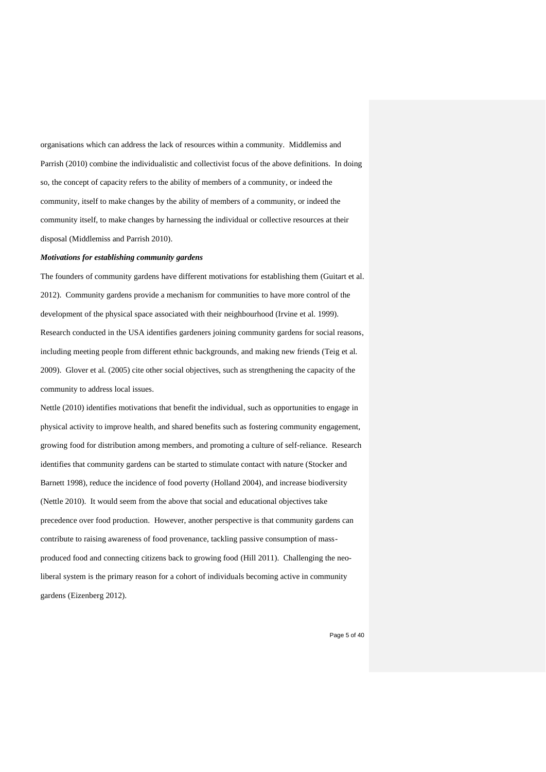organisations which can address the lack of resources within a community. Middlemiss and Parrish (2010) combine the individualistic and collectivist focus of the above definitions. In doing so, the concept of capacity refers to the ability of members of a community, or indeed the community, itself to make changes by the ability of members of a community, or indeed the community itself, to make changes by harnessing the individual or collective resources at their disposal (Middlemiss and Parrish 2010).

***Motivations for establishing community gardens***

The founders of community gardens have different motivations for establishing them (Guitart et al. 2012). Community gardens provide a mechanism for communities to have more control of the development of the physical space associated with their neighbourhood (Irvine et al. 1999). Research conducted in the USA identifies gardeners joining community gardens for social reasons, including meeting people from different ethnic backgrounds, and making new friends (Teig et al. 2009). Glover et al. (2005) cite other social objectives, such as strengthening the capacity of the community to address local issues.

Nettle (2010) identifies motivations that benefit the individual, such as opportunities to engage in physical activity to improve health, and shared benefits such as fostering community engagement, growing food for distribution among members, and promoting a culture of self-reliance. Research identifies that community gardens can be started to stimulate contact with nature (Stocker and Barnett 1998), reduce the incidence of food poverty (Holland 2004), and increase biodiversity (Nettle 2010). It would seem from the above that social and educational objectives take precedence over food production. However, another perspective is that community gardens can contribute to raising awareness of food provenance, tackling passive consumption of mass-produced food and connecting citizens back to growing food (Hill 2011). Challenging the neo-liberal system is the primary reason for a cohort of individuals becoming active in community gardens (Eizenberg 2012).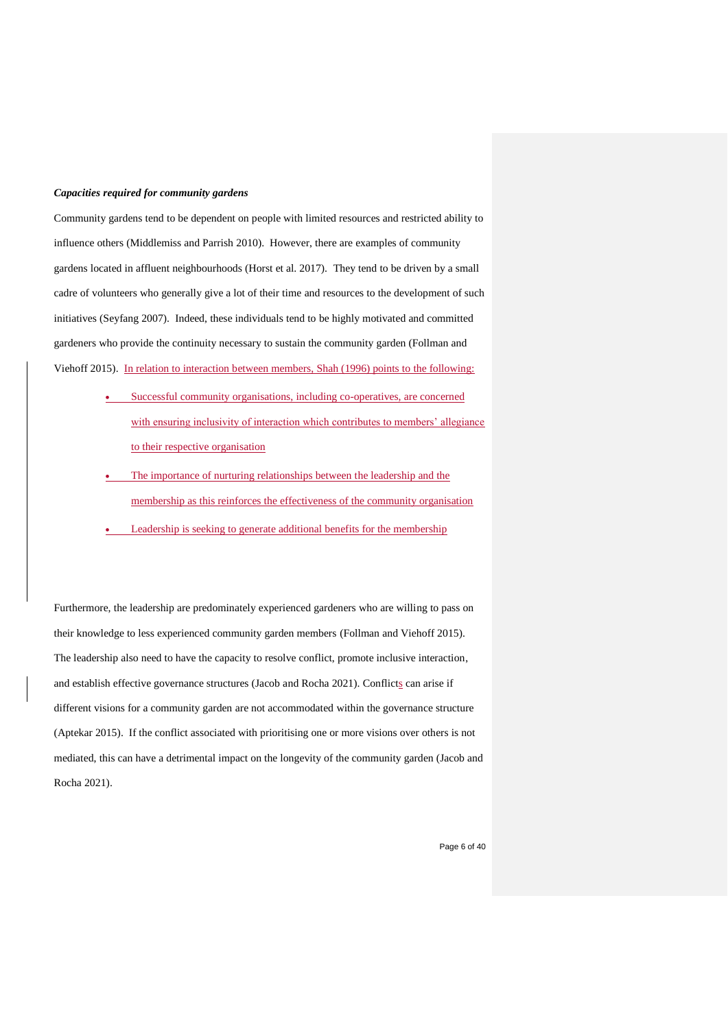***Capacities required for community gardens***

Community gardens tend to be dependent on people with limited resources and restricted ability to influence others (Middlemiss and Parrish 2010). However, there are examples of community gardens located in affluent neighbourhoods (Horst et al. 2017). They tend to be driven by a small cadre of volunteers who generally give a lot of their time and resources to the development of such initiatives (Seyfang 2007). Indeed, these individuals tend to be highly motivated and committed gardeners who provide the continuity necessary to sustain the community garden (Follman and Viehoff 2015). In relation to interaction between members, Shah (1996) points to the following:

- Successful community organisations, including co-operatives, are concerned with ensuring inclusivity of interaction which contributes to members' allegiance to their respective organisation
- The importance of nurturing relationships between the leadership and the membership as this reinforces the effectiveness of the community organisation
- Leadership is seeking to generate additional benefits for the membership

Furthermore, the leadership are predominately experienced gardeners who are willing to pass on their knowledge to less experienced community garden members (Follman and Viehoff 2015). The leadership also need to have the capacity to resolve conflict, promote inclusive interaction, and establish effective governance structures (Jacob and Rocha 2021). Conflicts can arise if different visions for a community garden are not accommodated within the governance structure (Aptekar 2015). If the conflict associated with prioritising one or more visions over others is not mediated, this can have a detrimental impact on the longevity of the community garden (Jacob and Rocha 2021).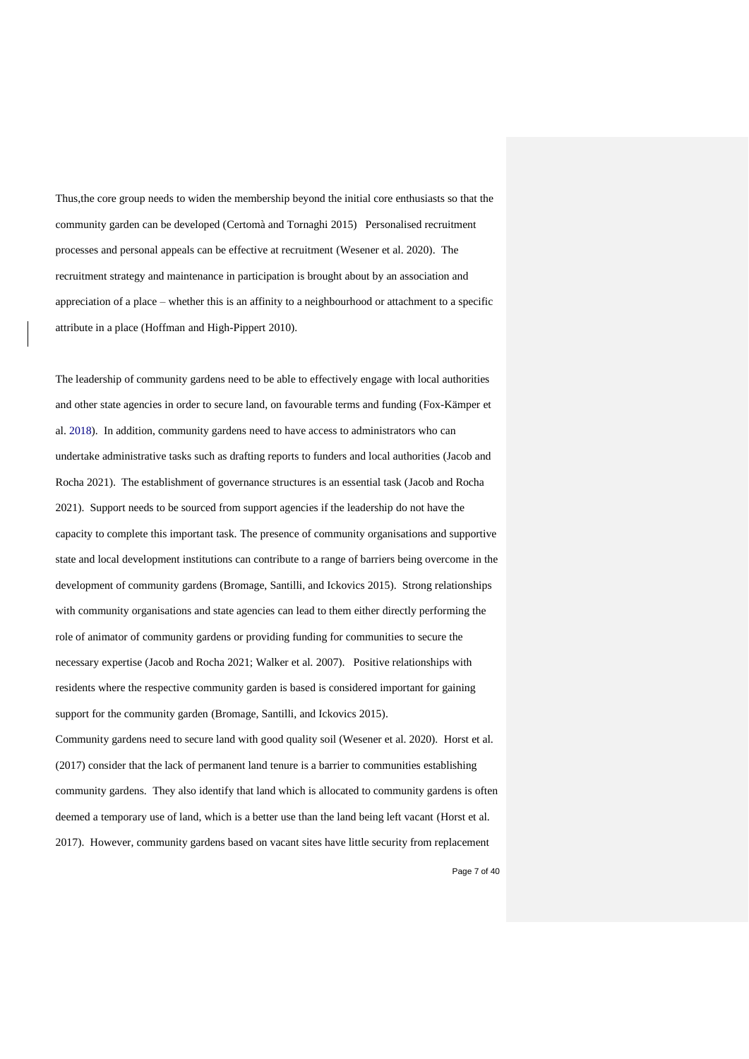Thus,the core group needs to widen the membership beyond the initial core enthusiasts so that the community garden can be developed (Certomà and Tornaghi 2015) Personalised recruitment processes and personal appeals can be effective at recruitment (Wesener et al. 2020). The recruitment strategy and maintenance in participation is brought about by an association and appreciation of a place – whether this is an affinity to a neighbourhood or attachment to a specific attribute in a place (Hoffman and High-Pippert 2010).

The leadership of community gardens need to be able to effectively engage with local authorities and other state agencies in order to secure land, on favourable terms and funding (Fox-Kämper et al. 2018). In addition, community gardens need to have access to administrators who can undertake administrative tasks such as drafting reports to funders and local authorities (Jacob and Rocha 2021). The establishment of governance structures is an essential task (Jacob and Rocha 2021). Support needs to be sourced from support agencies if the leadership do not have the capacity to complete this important task. The presence of community organisations and supportive state and local development institutions can contribute to a range of barriers being overcome in the development of community gardens (Bromage, Santilli, and Ickovics 2015). Strong relationships with community organisations and state agencies can lead to them either directly performing the role of animator of community gardens or providing funding for communities to secure the necessary expertise (Jacob and Rocha 2021; Walker et al. 2007). Positive relationships with residents where the respective community garden is based is considered important for gaining support for the community garden (Bromage, Santilli, and Ickovics 2015).

Community gardens need to secure land with good quality soil (Wesener et al. 2020). Horst et al. (2017) consider that the lack of permanent land tenure is a barrier to communities establishing community gardens. They also identify that land which is allocated to community gardens is often deemed a temporary use of land, which is a better use than the land being left vacant (Horst et al. 2017). However, community gardens based on vacant sites have little security from replacement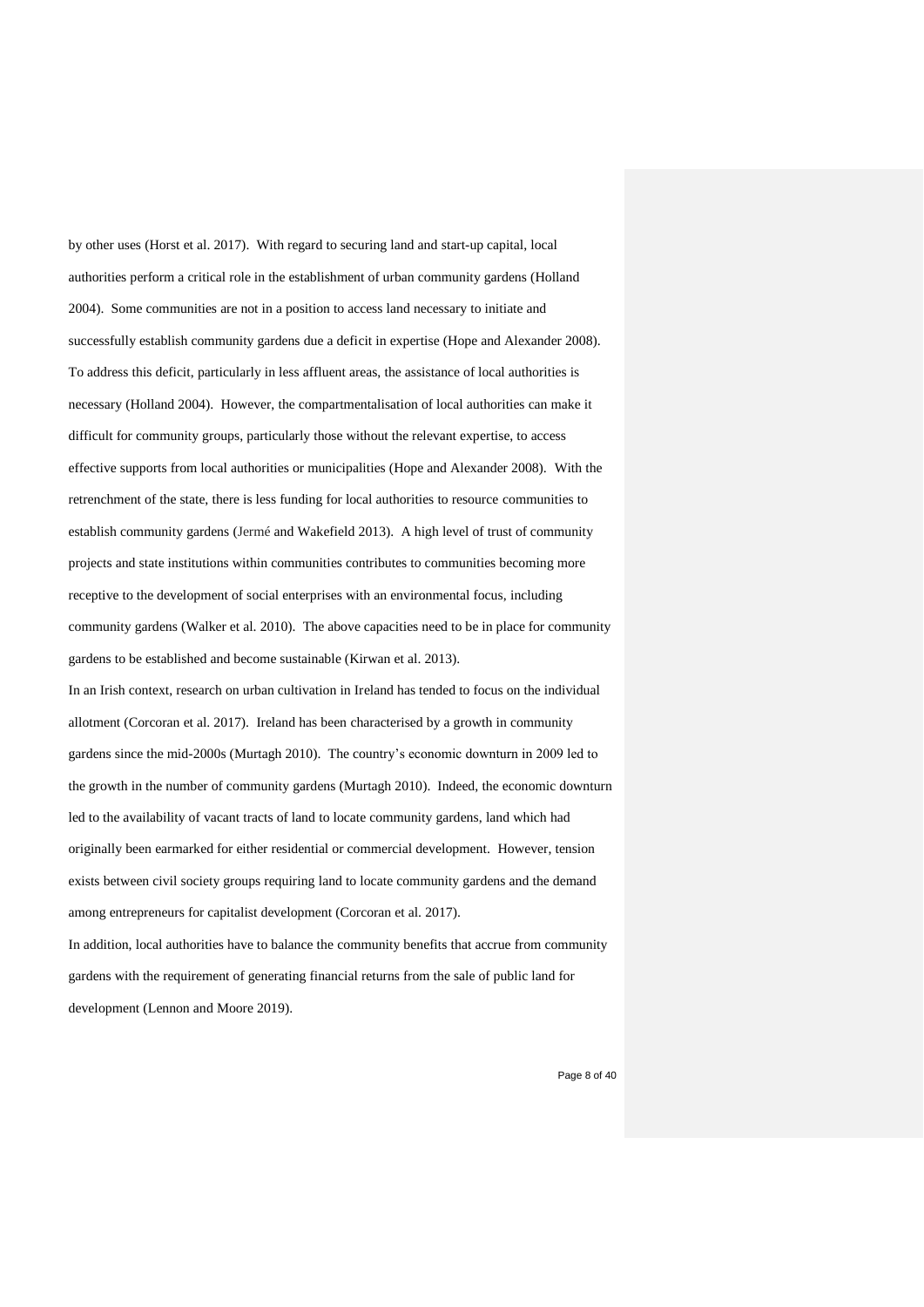by other uses (Horst et al. 2017). With regard to securing land and start-up capital, local authorities perform a critical role in the establishment of urban community gardens (Holland 2004). Some communities are not in a position to access land necessary to initiate and successfully establish community gardens due a deficit in expertise (Hope and Alexander 2008). To address this deficit, particularly in less affluent areas, the assistance of local authorities is necessary (Holland 2004). However, the compartmentalisation of local authorities can make it difficult for community groups, particularly those without the relevant expertise, to access effective supports from local authorities or municipalities (Hope and Alexander 2008). With the retrenchment of the state, there is less funding for local authorities to resource communities to establish community gardens (Jermé and Wakefield 2013). A high level of trust of community projects and state institutions within communities contributes to communities becoming more receptive to the development of social enterprises with an environmental focus, including community gardens (Walker et al. 2010). The above capacities need to be in place for community gardens to be established and become sustainable (Kirwan et al. 2013).

In an Irish context, research on urban cultivation in Ireland has tended to focus on the individual allotment (Corcoran et al. 2017). Ireland has been characterised by a growth in community gardens since the mid-2000s (Murtagh 2010). The country's economic downturn in 2009 led to the growth in the number of community gardens (Murtagh 2010). Indeed, the economic downturn led to the availability of vacant tracts of land to locate community gardens, land which had originally been earmarked for either residential or commercial development. However, tension exists between civil society groups requiring land to locate community gardens and the demand among entrepreneurs for capitalist development (Corcoran et al. 2017).

In addition, local authorities have to balance the community benefits that accrue from community gardens with the requirement of generating financial returns from the sale of public land for development (Lennon and Moore 2019).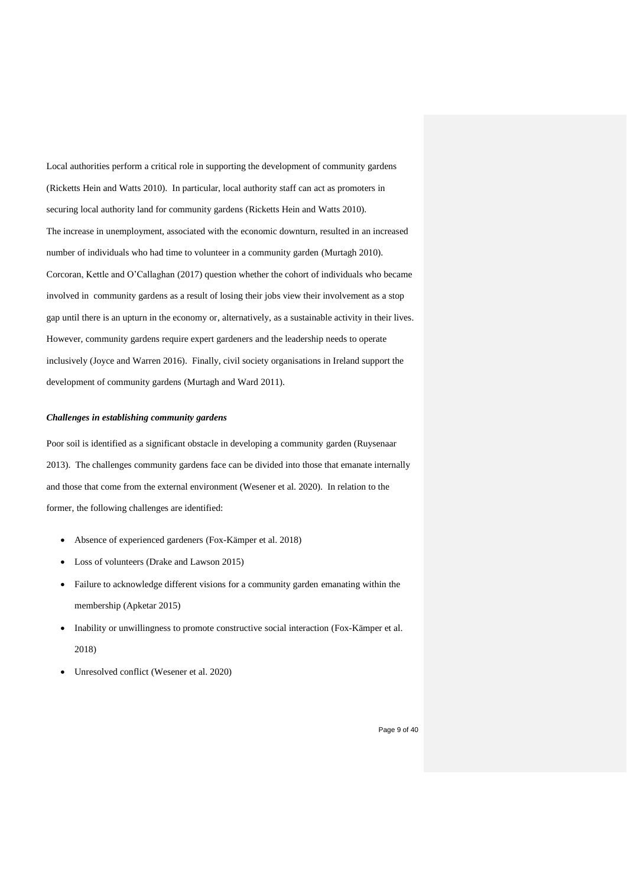Local authorities perform a critical role in supporting the development of community gardens (Ricketts Hein and Watts 2010). In particular, local authority staff can act as promoters in securing local authority land for community gardens (Ricketts Hein and Watts 2010). The increase in unemployment, associated with the economic downturn, resulted in an increased number of individuals who had time to volunteer in a community garden (Murtagh 2010). Corcoran, Kettle and O'Callaghan (2017) question whether the cohort of individuals who became involved in community gardens as a result of losing their jobs view their involvement as a stop gap until there is an upturn in the economy or, alternatively, as a sustainable activity in their lives. However, community gardens require expert gardeners and the leadership needs to operate inclusively (Joyce and Warren 2016). Finally, civil society organisations in Ireland support the development of community gardens (Murtagh and Ward 2011).

***Challenges in establishing community gardens***

Poor soil is identified as a significant obstacle in developing a community garden (Ruysenaar 2013). The challenges community gardens face can be divided into those that emanate internally and those that come from the external environment (Wesener et al. 2020). In relation to the former, the following challenges are identified:

- Absence of experienced gardeners (Fox-Kämper et al. 2018)
- Loss of volunteers (Drake and Lawson 2015)
- Failure to acknowledge different visions for a community garden emanating within the membership (Apketar 2015)
- Inability or unwillingness to promote constructive social interaction (Fox-Kämper et al. 2018)
- Unresolved conflict (Wesener et al. 2020)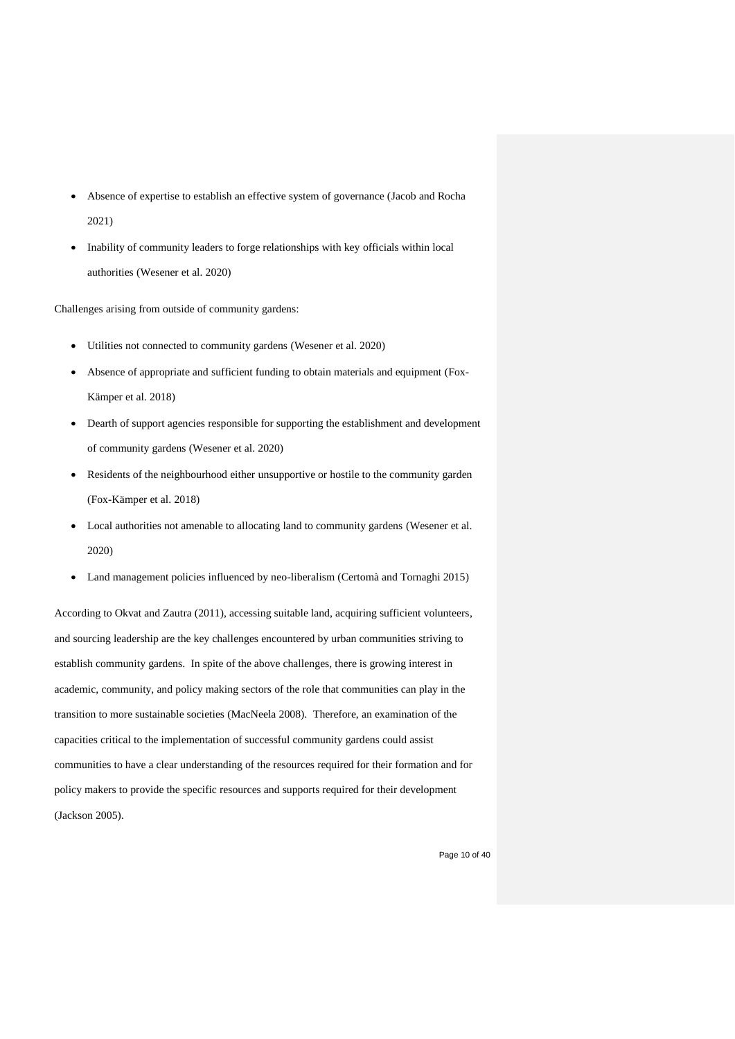- Absence of expertise to establish an effective system of governance (Jacob and Rocha 2021)
- Inability of community leaders to forge relationships with key officials within local authorities (Wesener et al. 2020)

Challenges arising from outside of community gardens:

- Utilities not connected to community gardens (Wesener et al. 2020)
- Absence of appropriate and sufficient funding to obtain materials and equipment (Fox-Kämper et al. 2018)
- Dearth of support agencies responsible for supporting the establishment and development of community gardens (Wesener et al. 2020)
- Residents of the neighbourhood either unsupportive or hostile to the community garden (Fox-Kämper et al. 2018)
- Local authorities not amenable to allocating land to community gardens (Wesener et al. 2020)
- Land management policies influenced by neo-liberalism (Certomà and Tornaghi 2015)

According to Okvat and Zautra (2011), accessing suitable land, acquiring sufficient volunteers, and sourcing leadership are the key challenges encountered by urban communities striving to establish community gardens. In spite of the above challenges, there is growing interest in academic, community, and policy making sectors of the role that communities can play in the transition to more sustainable societies (MacNeela 2008). Therefore, an examination of the capacities critical to the implementation of successful community gardens could assist communities to have a clear understanding of the resources required for their formation and for policy makers to provide the specific resources and supports required for their development (Jackson 2005).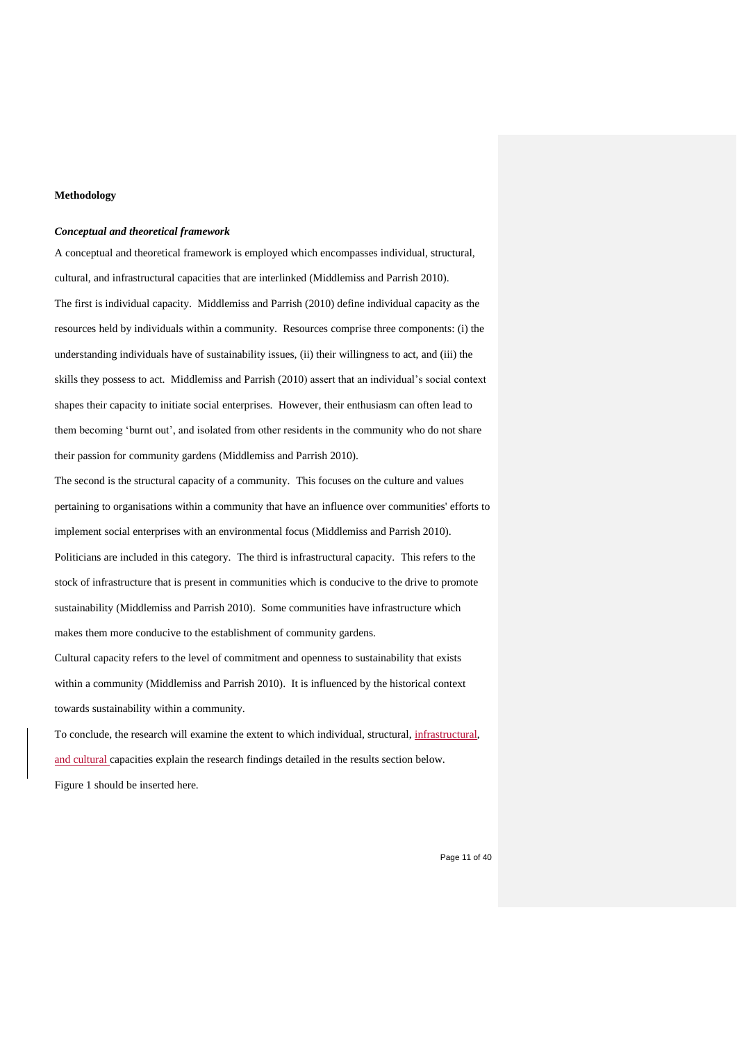**Methodology**

***Conceptual and theoretical framework***

A conceptual and theoretical framework is employed which encompasses individual, structural, cultural, and infrastructural capacities that are interlinked (Middlemiss and Parrish 2010).

The first is individual capacity. Middlemiss and Parrish (2010) define individual capacity as the resources held by individuals within a community. Resources comprise three components: (i) the understanding individuals have of sustainability issues, (ii) their willingness to act, and (iii) the skills they possess to act. Middlemiss and Parrish (2010) assert that an individual's social context shapes their capacity to initiate social enterprises. However, their enthusiasm can often lead to them becoming 'burnt out', and isolated from other residents in the community who do not share their passion for community gardens (Middlemiss and Parrish 2010).

The second is the structural capacity of a community. This focuses on the culture and values pertaining to organisations within a community that have an influence over communities' efforts to implement social enterprises with an environmental focus (Middlemiss and Parrish 2010). Politicians are included in this category. The third is infrastructural capacity. This refers to the stock of infrastructure that is present in communities which is conducive to the drive to promote sustainability (Middlemiss and Parrish 2010). Some communities have infrastructure which makes them more conducive to the establishment of community gardens.

Cultural capacity refers to the level of commitment and openness to sustainability that exists within a community (Middlemiss and Parrish 2010). It is influenced by the historical context towards sustainability within a community.

To conclude, the research will examine the extent to which individual, structural, infrastructural, and cultural capacities explain the research findings detailed in the results section below.

Figure 1 should be inserted here.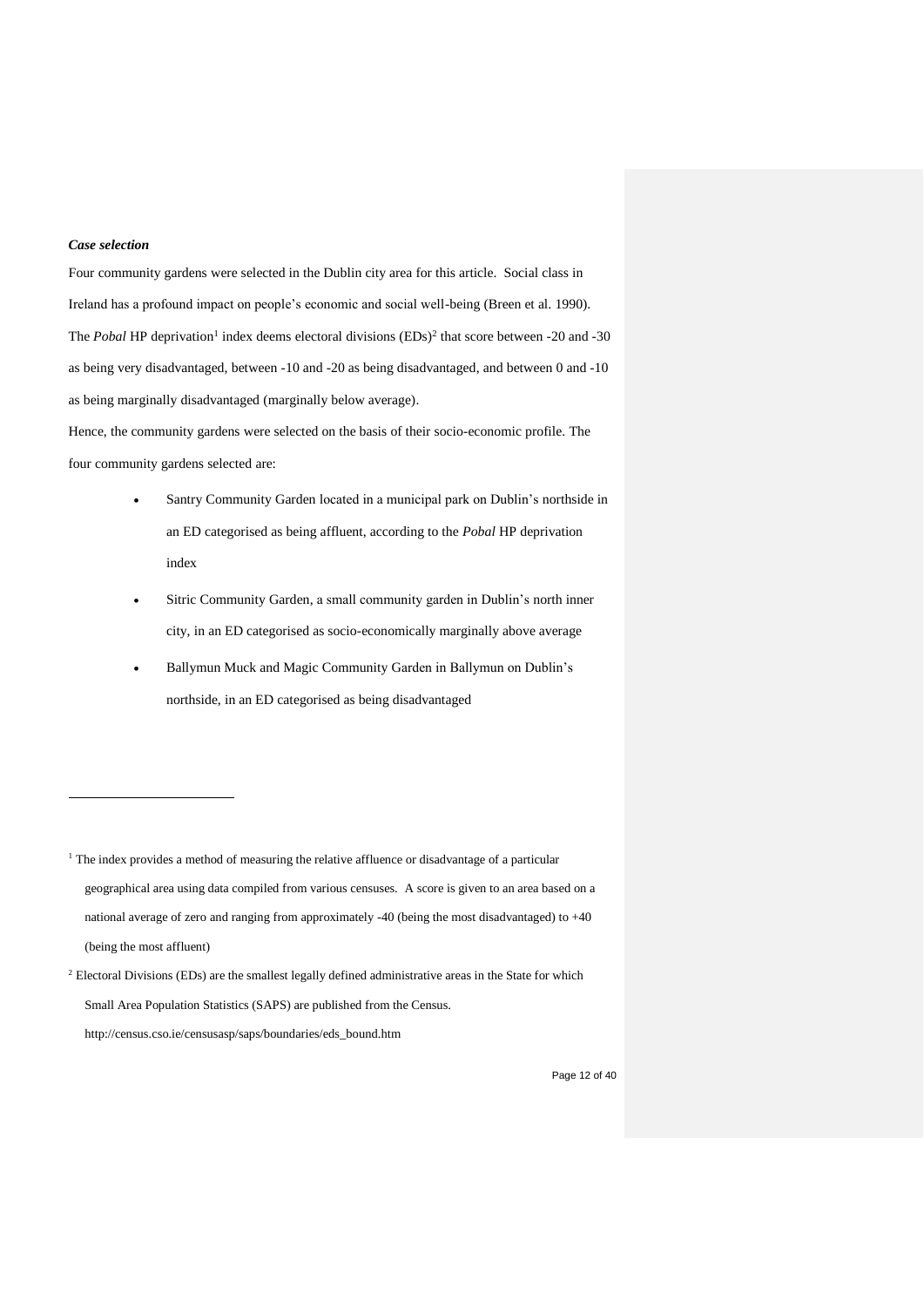***Case selection***

Four community gardens were selected in the Dublin city area for this article. Social class in Ireland has a profound impact on people's economic and social well-being (Breen et al. 1990). The *Pobal* HP deprivation[1] index deems electoral divisions (EDs)[2] that score between -20 and -30 as being very disadvantaged, between -10 and -20 as being disadvantaged, and between 0 and -10 as being marginally disadvantaged (marginally below average).

Hence, the community gardens were selected on the basis of their socio-economic profile. The four community gardens selected are:

- Santry Community Garden located in a municipal park on Dublin's northside in an ED categorised as being affluent, according to the *Pobal* HP deprivation index
- Sitric Community Garden, a small community garden in Dublin's north inner city, in an ED categorised as socio-economically marginally above average
- Ballymun Muck and Magic Community Garden in Ballymun on Dublin's northside, in an ED categorised as being disadvantaged

---

[1] The index provides a method of measuring the relative affluence or disadvantage of a particular geographical area using data compiled from various censuses. A score is given to an area based on a national average of zero and ranging from approximately -40 (being the most disadvantaged) to +40 (being the most affluent)

[2] Electoral Divisions (EDs) are the smallest legally defined administrative areas in the State for which Small Area Population Statistics (SAPS) are published from the Census. http://census.cso.ie/censusasp/saps/boundaries/eds_bound.htm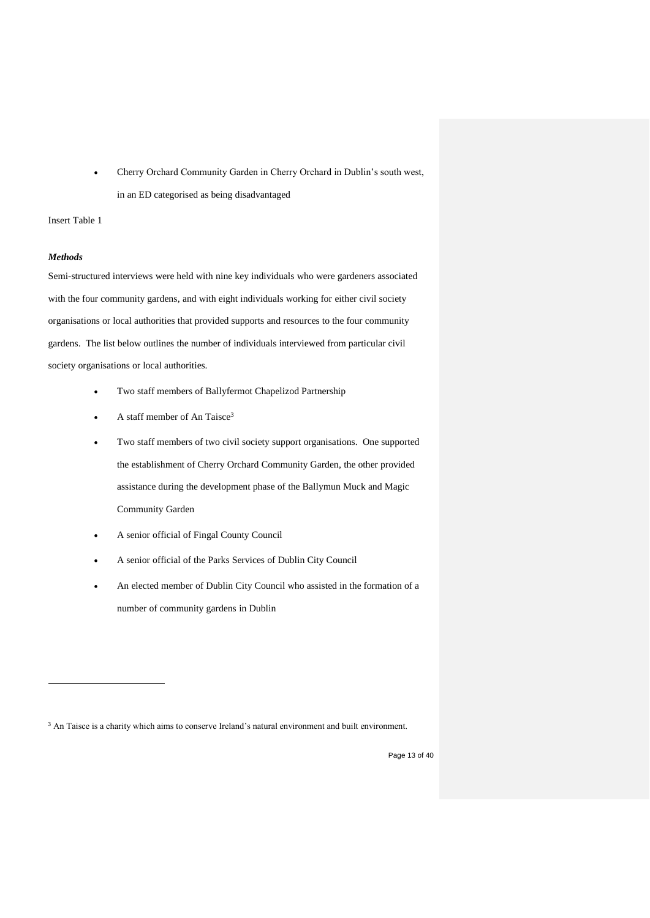- Cherry Orchard Community Garden in Cherry Orchard in Dublin's south west, in an ED categorised as being disadvantaged

Insert Table 1

### *Methods*

Semi-structured interviews were held with nine key individuals who were gardeners associated with the four community gardens, and with eight individuals working for either civil society organisations or local authorities that provided supports and resources to the four community gardens. The list below outlines the number of individuals interviewed from particular civil society organisations or local authorities.

- Two staff members of Ballyfermot Chapelizod Partnership
- A staff member of An Taisce[3]
- Two staff members of two civil society support organisations. One supported the establishment of Cherry Orchard Community Garden, the other provided assistance during the development phase of the Ballymun Muck and Magic Community Garden
- A senior official of Fingal County Council
- A senior official of the Parks Services of Dublin City Council
- An elected member of Dublin City Council who assisted in the formation of a number of community gardens in Dublin

---

[3] An Taisce is a charity which aims to conserve Ireland's natural environment and built environment.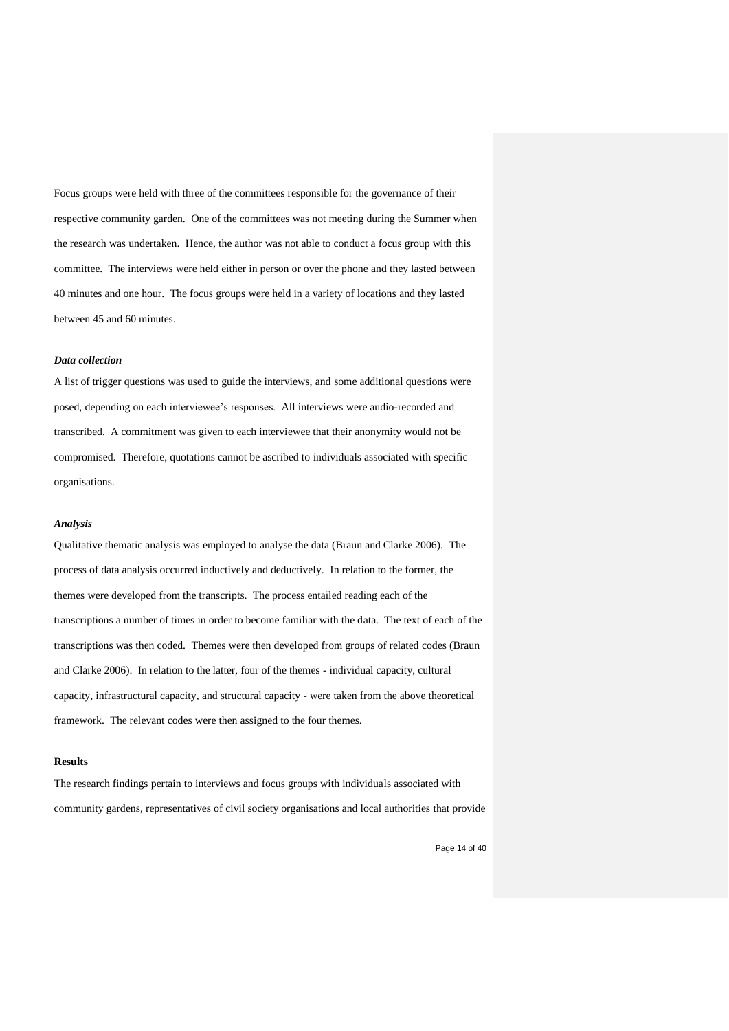Focus groups were held with three of the committees responsible for the governance of their respective community garden. One of the committees was not meeting during the Summer when the research was undertaken. Hence, the author was not able to conduct a focus group with this committee. The interviews were held either in person or over the phone and they lasted between 40 minutes and one hour. The focus groups were held in a variety of locations and they lasted between 45 and 60 minutes.

***Data collection***

A list of trigger questions was used to guide the interviews, and some additional questions were posed, depending on each interviewee's responses. All interviews were audio-recorded and transcribed. A commitment was given to each interviewee that their anonymity would not be compromised. Therefore, quotations cannot be ascribed to individuals associated with specific organisations.

***Analysis***

Qualitative thematic analysis was employed to analyse the data (Braun and Clarke 2006). The process of data analysis occurred inductively and deductively. In relation to the former, the themes were developed from the transcripts. The process entailed reading each of the transcriptions a number of times in order to become familiar with the data. The text of each of the transcriptions was then coded. Themes were then developed from groups of related codes (Braun and Clarke 2006). In relation to the latter, four of the themes - individual capacity, cultural capacity, infrastructural capacity, and structural capacity - were taken from the above theoretical framework. The relevant codes were then assigned to the four themes.

**Results**

The research findings pertain to interviews and focus groups with individuals associated with community gardens, representatives of civil society organisations and local authorities that provide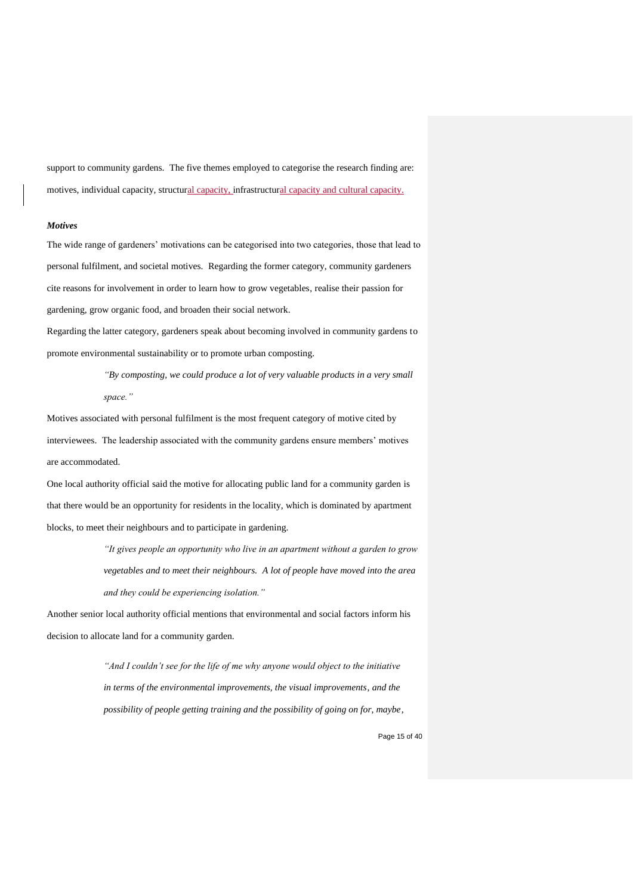support to community gardens. The five themes employed to categorise the research finding are: motives, individual capacity, structural capacity, infrastructural capacity and cultural capacity.

***Motives***

The wide range of gardeners' motivations can be categorised into two categories, those that lead to personal fulfilment, and societal motives. Regarding the former category, community gardeners cite reasons for involvement in order to learn how to grow vegetables, realise their passion for gardening, grow organic food, and broaden their social network.

Regarding the latter category, gardeners speak about becoming involved in community gardens to promote environmental sustainability or to promote urban composting.

> *"By composting, we could produce a lot of very valuable products in a very small space."*

Motives associated with personal fulfilment is the most frequent category of motive cited by interviewees. The leadership associated with the community gardens ensure members' motives are accommodated.

One local authority official said the motive for allocating public land for a community garden is that there would be an opportunity for residents in the locality, which is dominated by apartment blocks, to meet their neighbours and to participate in gardening.

> *"It gives people an opportunity who live in an apartment without a garden to grow vegetables and to meet their neighbours. A lot of people have moved into the area and they could be experiencing isolation."*

Another senior local authority official mentions that environmental and social factors inform his decision to allocate land for a community garden.

> *"And I couldn't see for the life of me why anyone would object to the initiative in terms of the environmental improvements, the visual improvements, and the possibility of people getting training and the possibility of going on for, maybe,*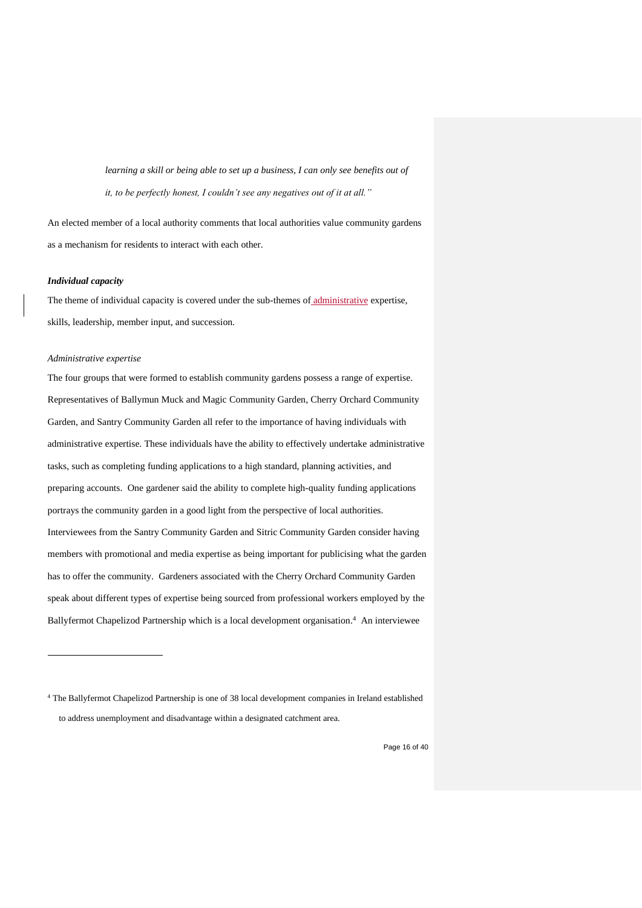*learning a skill or being able to set up a business, I can only see benefits out of it, to be perfectly honest, I couldn't see any negatives out of it at all."*

An elected member of a local authority comments that local authorities value community gardens as a mechanism for residents to interact with each other.

***Individual capacity***

The theme of individual capacity is covered under the sub-themes of administrative expertise, skills, leadership, member input, and succession.

*Administrative expertise*

The four groups that were formed to establish community gardens possess a range of expertise. Representatives of Ballymun Muck and Magic Community Garden, Cherry Orchard Community Garden, and Santry Community Garden all refer to the importance of having individuals with administrative expertise. These individuals have the ability to effectively undertake administrative tasks, such as completing funding applications to a high standard, planning activities, and preparing accounts. One gardener said the ability to complete high-quality funding applications portrays the community garden in a good light from the perspective of local authorities. Interviewees from the Santry Community Garden and Sitric Community Garden consider having members with promotional and media expertise as being important for publicising what the garden has to offer the community. Gardeners associated with the Cherry Orchard Community Garden speak about different types of expertise being sourced from professional workers employed by the Ballyfermot Chapelizod Partnership which is a local development organisation.[4] An interviewee

[4] The Ballyfermot Chapelizod Partnership is one of 38 local development companies in Ireland established to address unemployment and disadvantage within a designated catchment area.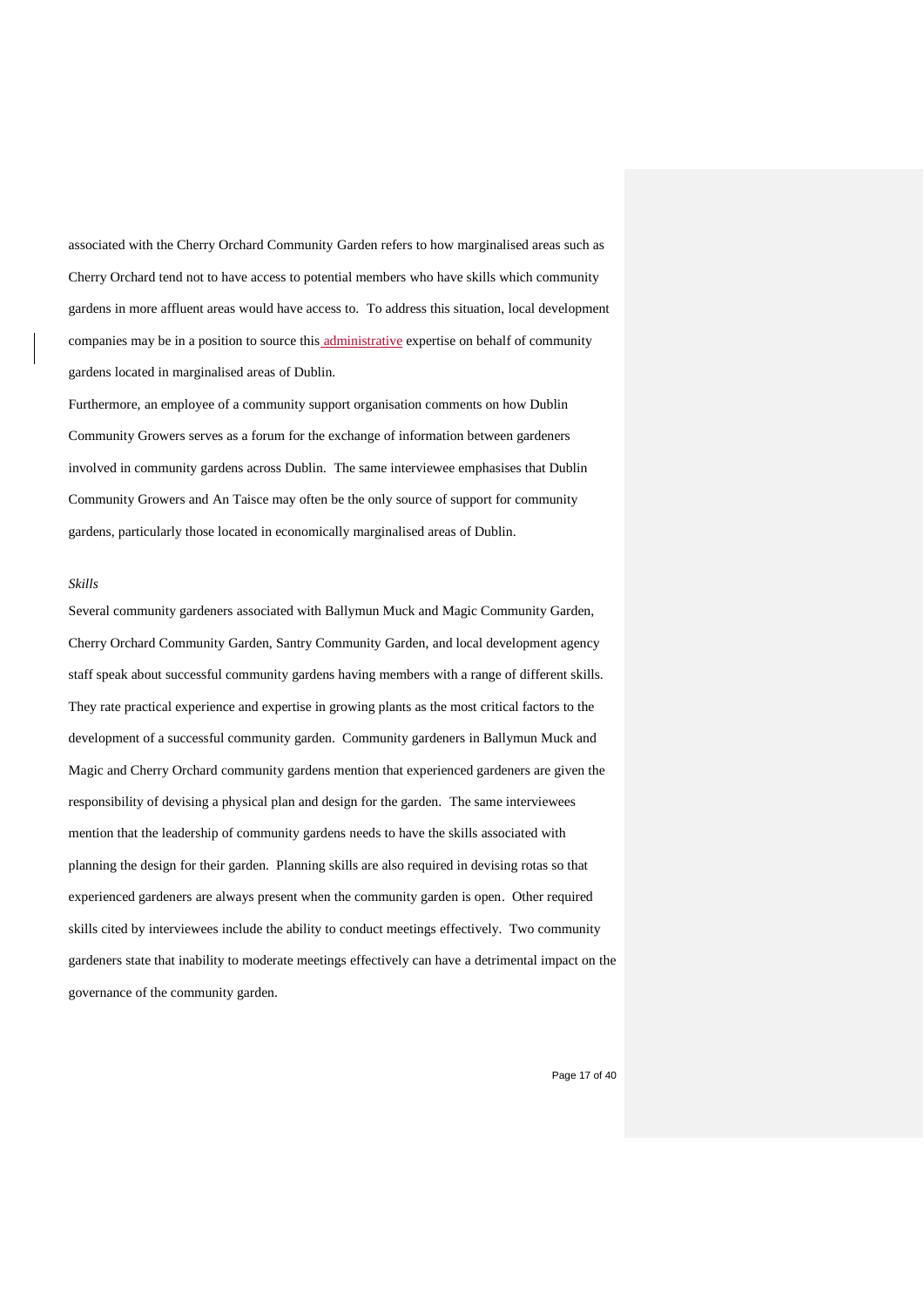associated with the Cherry Orchard Community Garden refers to how marginalised areas such as Cherry Orchard tend not to have access to potential members who have skills which community gardens in more affluent areas would have access to. To address this situation, local development companies may be in a position to source this administrative expertise on behalf of community gardens located in marginalised areas of Dublin.

Furthermore, an employee of a community support organisation comments on how Dublin Community Growers serves as a forum for the exchange of information between gardeners involved in community gardens across Dublin. The same interviewee emphasises that Dublin Community Growers and An Taisce may often be the only source of support for community gardens, particularly those located in economically marginalised areas of Dublin.

*Skills*

Several community gardeners associated with Ballymun Muck and Magic Community Garden, Cherry Orchard Community Garden, Santry Community Garden, and local development agency staff speak about successful community gardens having members with a range of different skills. They rate practical experience and expertise in growing plants as the most critical factors to the development of a successful community garden. Community gardeners in Ballymun Muck and Magic and Cherry Orchard community gardens mention that experienced gardeners are given the responsibility of devising a physical plan and design for the garden. The same interviewees mention that the leadership of community gardens needs to have the skills associated with planning the design for their garden. Planning skills are also required in devising rotas so that experienced gardeners are always present when the community garden is open. Other required skills cited by interviewees include the ability to conduct meetings effectively. Two community gardeners state that inability to moderate meetings effectively can have a detrimental impact on the governance of the community garden.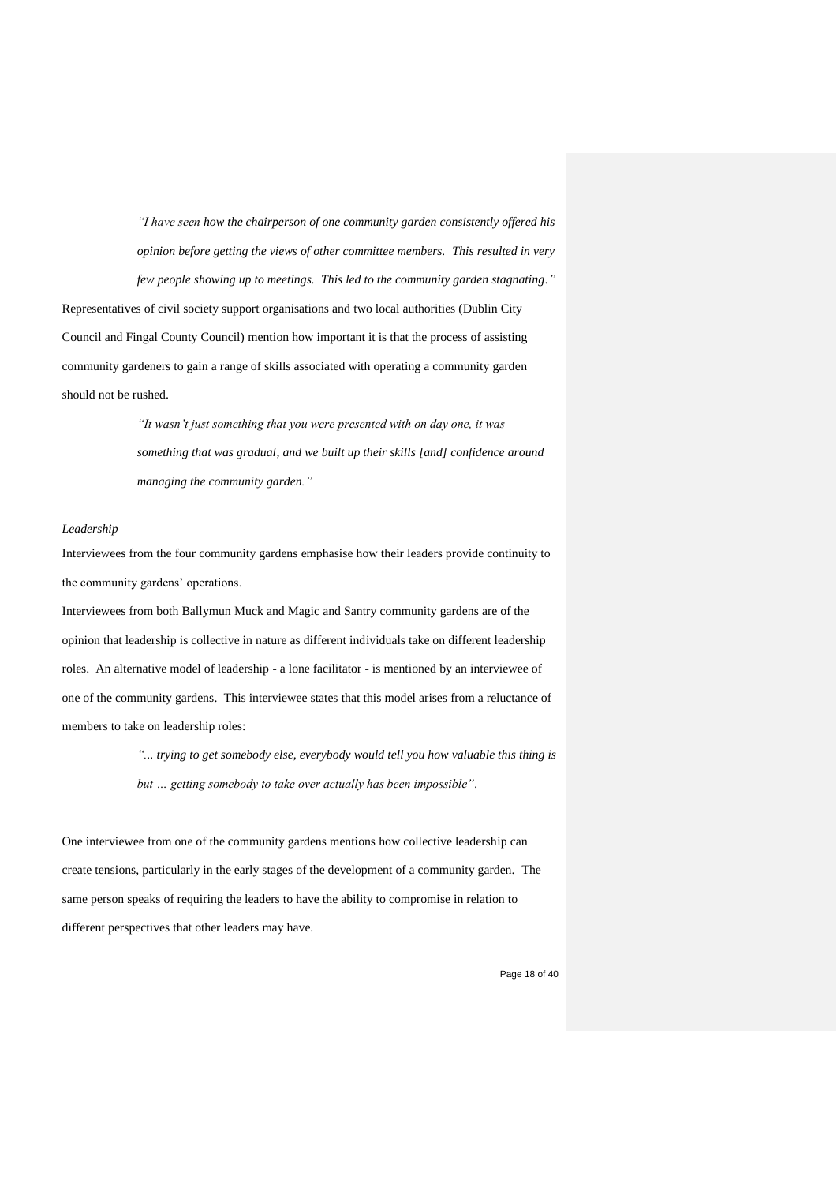> *"I have seen how the chairperson of one community garden consistently offered his opinion before getting the views of other committee members. This resulted in very few people showing up to meetings. This led to the community garden stagnating."*

Representatives of civil society support organisations and two local authorities (Dublin City Council and Fingal County Council) mention how important it is that the process of assisting community gardeners to gain a range of skills associated with operating a community garden should not be rushed.

> *"It wasn't just something that you were presented with on day one, it was something that was gradual, and we built up their skills [and] confidence around managing the community garden."*

*Leadership*

Interviewees from the four community gardens emphasise how their leaders provide continuity to the community gardens' operations.

Interviewees from both Ballymun Muck and Magic and Santry community gardens are of the opinion that leadership is collective in nature as different individuals take on different leadership roles. An alternative model of leadership - a lone facilitator - is mentioned by an interviewee of one of the community gardens. This interviewee states that this model arises from a reluctance of members to take on leadership roles:

> *"... trying to get somebody else, everybody would tell you how valuable this thing is but … getting somebody to take over actually has been impossible".*

One interviewee from one of the community gardens mentions how collective leadership can create tensions, particularly in the early stages of the development of a community garden. The same person speaks of requiring the leaders to have the ability to compromise in relation to different perspectives that other leaders may have.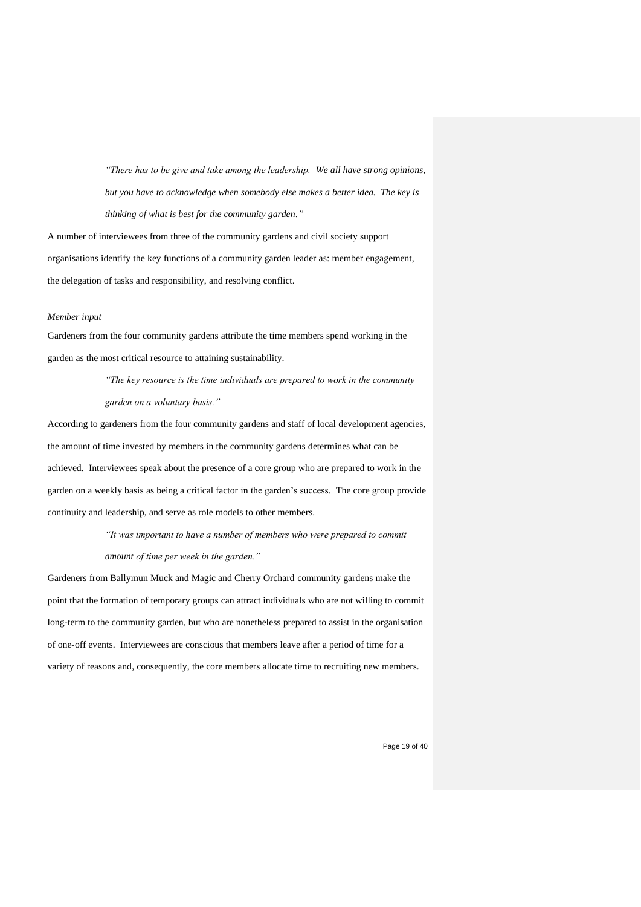> *"There has to be give and take among the leadership. We all have strong opinions, but you have to acknowledge when somebody else makes a better idea. The key is thinking of what is best for the community garden."*

A number of interviewees from three of the community gardens and civil society support organisations identify the key functions of a community garden leader as: member engagement, the delegation of tasks and responsibility, and resolving conflict.

*Member input*

Gardeners from the four community gardens attribute the time members spend working in the garden as the most critical resource to attaining sustainability.

> *"The key resource is the time individuals are prepared to work in the community garden on a voluntary basis."*

According to gardeners from the four community gardens and staff of local development agencies, the amount of time invested by members in the community gardens determines what can be achieved. Interviewees speak about the presence of a core group who are prepared to work in the garden on a weekly basis as being a critical factor in the garden's success. The core group provide continuity and leadership, and serve as role models to other members.

> *"It was important to have a number of members who were prepared to commit amount of time per week in the garden."*

Gardeners from Ballymun Muck and Magic and Cherry Orchard community gardens make the point that the formation of temporary groups can attract individuals who are not willing to commit long-term to the community garden, but who are nonetheless prepared to assist in the organisation of one-off events. Interviewees are conscious that members leave after a period of time for a variety of reasons and, consequently, the core members allocate time to recruiting new members.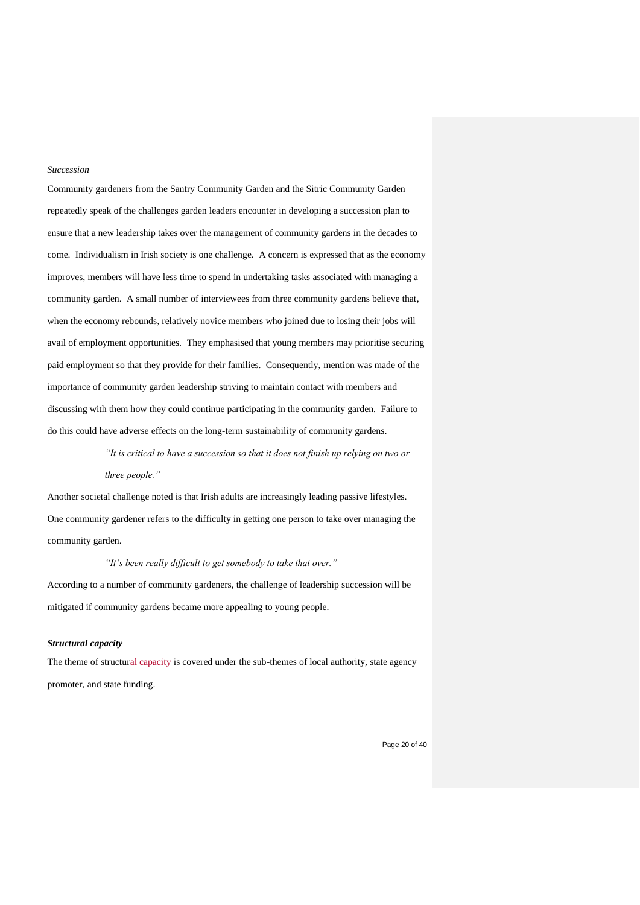*Succession*

Community gardeners from the Santry Community Garden and the Sitric Community Garden repeatedly speak of the challenges garden leaders encounter in developing a succession plan to ensure that a new leadership takes over the management of community gardens in the decades to come. Individualism in Irish society is one challenge. A concern is expressed that as the economy improves, members will have less time to spend in undertaking tasks associated with managing a community garden. A small number of interviewees from three community gardens believe that, when the economy rebounds, relatively novice members who joined due to losing their jobs will avail of employment opportunities. They emphasised that young members may prioritise securing paid employment so that they provide for their families. Consequently, mention was made of the importance of community garden leadership striving to maintain contact with members and discussing with them how they could continue participating in the community garden. Failure to do this could have adverse effects on the long-term sustainability of community gardens.

> *"It is critical to have a succession so that it does not finish up relying on two or three people."*

Another societal challenge noted is that Irish adults are increasingly leading passive lifestyles. One community gardener refers to the difficulty in getting one person to take over managing the community garden.

> *"It's been really difficult to get somebody to take that over."*

According to a number of community gardeners, the challenge of leadership succession will be mitigated if community gardens became more appealing to young people.

***Structural capacity***

The theme of structural capacity is covered under the sub-themes of local authority, state agency promoter, and state funding.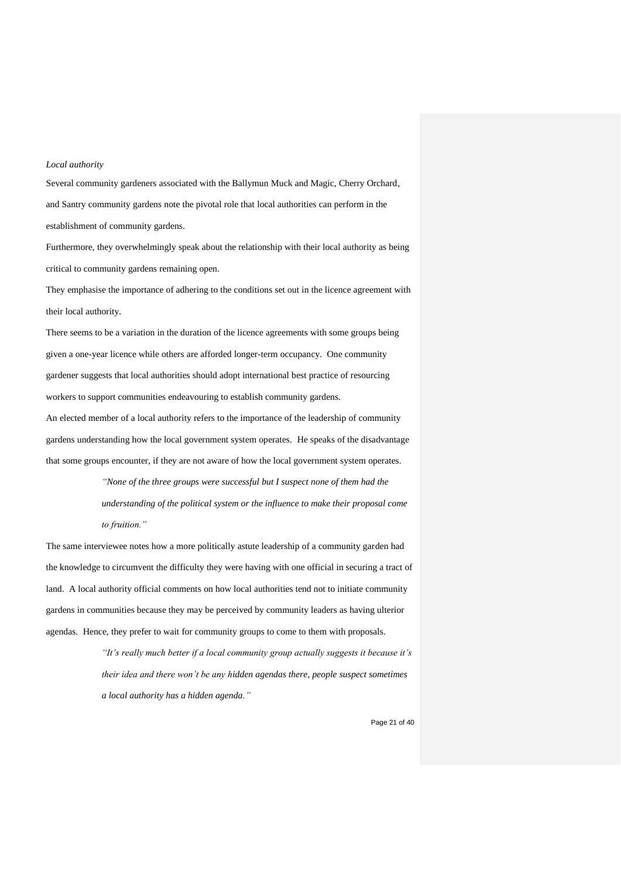*Local authority*

Several community gardeners associated with the Ballymun Muck and Magic, Cherry Orchard, and Santry community gardens note the pivotal role that local authorities can perform in the establishment of community gardens.

Furthermore, they overwhelmingly speak about the relationship with their local authority as being critical to community gardens remaining open.

They emphasise the importance of adhering to the conditions set out in the licence agreement with their local authority.

There seems to be a variation in the duration of the licence agreements with some groups being given a one-year licence while others are afforded longer-term occupancy. One community gardener suggests that local authorities should adopt international best practice of resourcing workers to support communities endeavouring to establish community gardens.

An elected member of a local authority refers to the importance of the leadership of community gardens understanding how the local government system operates. He speaks of the disadvantage that some groups encounter, if they are not aware of how the local government system operates.

> *"None of the three groups were successful but I suspect none of them had the understanding of the political system or the influence to make their proposal come to fruition."*

The same interviewee notes how a more politically astute leadership of a community garden had the knowledge to circumvent the difficulty they were having with one official in securing a tract of land. A local authority official comments on how local authorities tend not to initiate community gardens in communities because they may be perceived by community leaders as having ulterior agendas. Hence, they prefer to wait for community groups to come to them with proposals.

> *"It's really much better if a local community group actually suggests it because it's their idea and there won't be any hidden agendas there, people suspect sometimes a local authority has a hidden agenda."*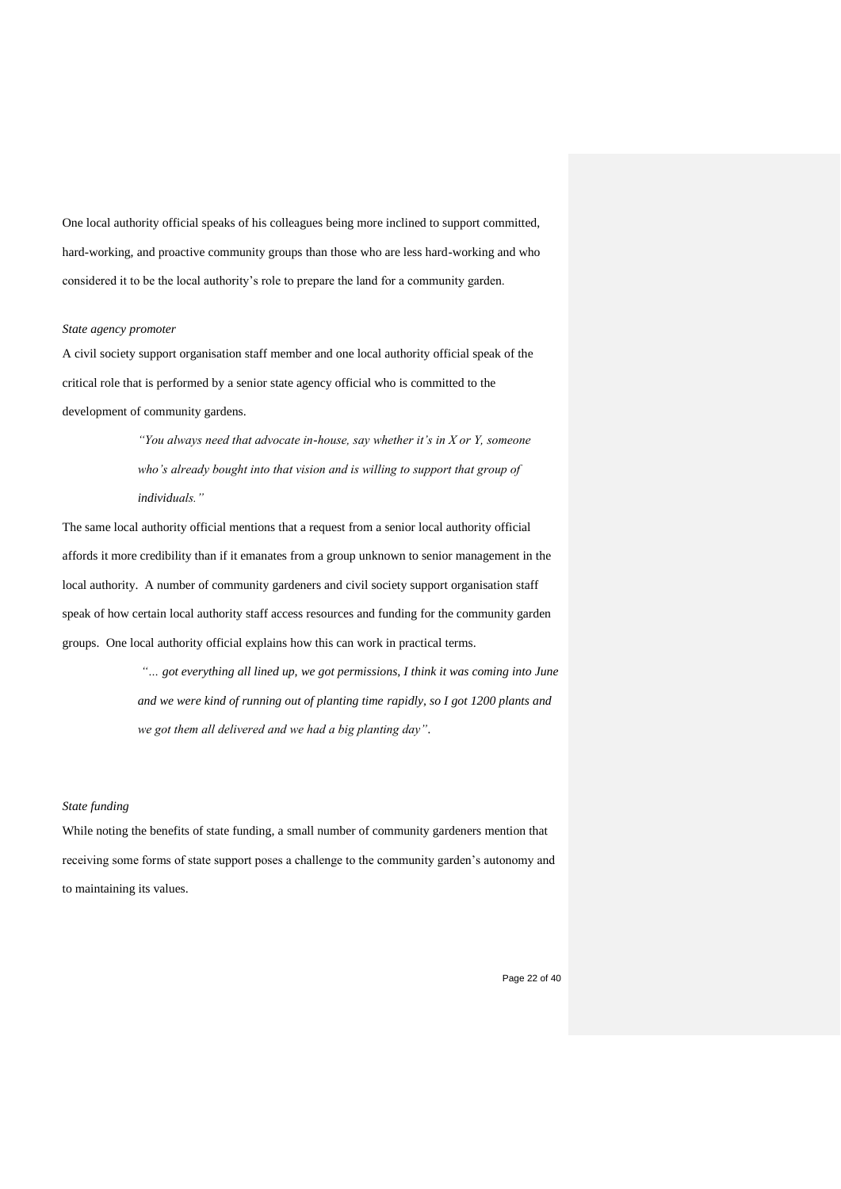One local authority official speaks of his colleagues being more inclined to support committed, hard-working, and proactive community groups than those who are less hard-working and who considered it to be the local authority's role to prepare the land for a community garden.

*State agency promoter*

A civil society support organisation staff member and one local authority official speak of the critical role that is performed by a senior state agency official who is committed to the development of community gardens.

> *"You always need that advocate in-house, say whether it's in X or Y, someone who's already bought into that vision and is willing to support that group of individuals."*

The same local authority official mentions that a request from a senior local authority official affords it more credibility than if it emanates from a group unknown to senior management in the local authority. A number of community gardeners and civil society support organisation staff speak of how certain local authority staff access resources and funding for the community garden groups. One local authority official explains how this can work in practical terms.

> *"... got everything all lined up, we got permissions, I think it was coming into June and we were kind of running out of planting time rapidly, so I got 1200 plants and we got them all delivered and we had a big planting day".*

*State funding*

While noting the benefits of state funding, a small number of community gardeners mention that receiving some forms of state support poses a challenge to the community garden's autonomy and to maintaining its values.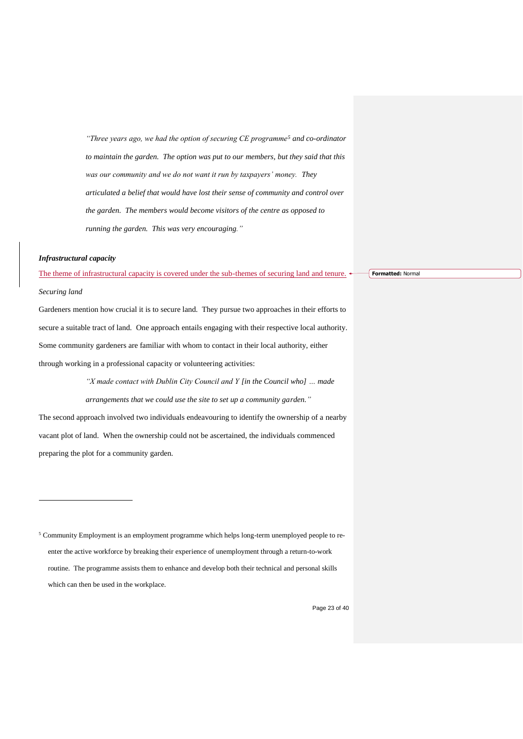> *"Three years ago, we had the option of securing CE programme[5] and co-ordinator to maintain the garden. The option was put to our members, but they said that this was our community and we do not want it run by taxpayers' money. They articulated a belief that would have lost their sense of community and control over the garden. The members would become visitors of the centre as opposed to running the garden. This was very encouraging."*

***Infrastructural capacity***

The theme of infrastructural capacity is covered under the sub-themes of securing land and tenure.

*Securing land*

Gardeners mention how crucial it is to secure land. They pursue two approaches in their efforts to secure a suitable tract of land. One approach entails engaging with their respective local authority. Some community gardeners are familiar with whom to contact in their local authority, either through working in a professional capacity or volunteering activities:

> *"X made contact with Dublin City Council and Y [in the Council who] ... made arrangements that we could use the site to set up a community garden."*

The second approach involved two individuals endeavouring to identify the ownership of a nearby vacant plot of land. When the ownership could not be ascertained, the individuals commenced preparing the plot for a community garden.

---

[5] Community Employment is an employment programme which helps long-term unemployed people to re-enter the active workforce by breaking their experience of unemployment through a return-to-work routine. The programme assists them to enhance and develop both their technical and personal skills which can then be used in the workplace.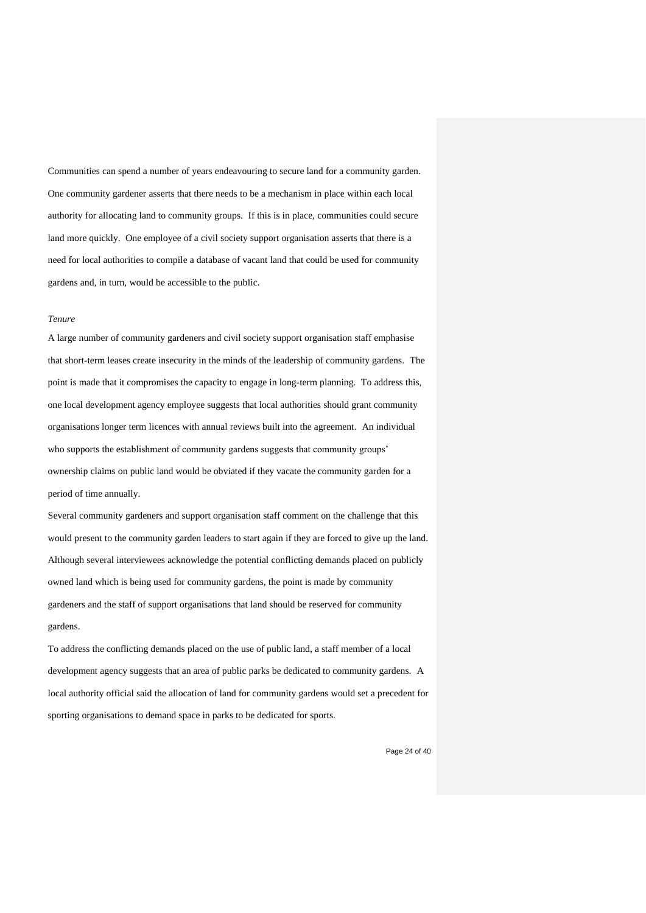Communities can spend a number of years endeavouring to secure land for a community garden. One community gardener asserts that there needs to be a mechanism in place within each local authority for allocating land to community groups. If this is in place, communities could secure land more quickly. One employee of a civil society support organisation asserts that there is a need for local authorities to compile a database of vacant land that could be used for community gardens and, in turn, would be accessible to the public.

*Tenure*

A large number of community gardeners and civil society support organisation staff emphasise that short-term leases create insecurity in the minds of the leadership of community gardens. The point is made that it compromises the capacity to engage in long-term planning. To address this, one local development agency employee suggests that local authorities should grant community organisations longer term licences with annual reviews built into the agreement. An individual who supports the establishment of community gardens suggests that community groups' ownership claims on public land would be obviated if they vacate the community garden for a period of time annually.

Several community gardeners and support organisation staff comment on the challenge that this would present to the community garden leaders to start again if they are forced to give up the land. Although several interviewees acknowledge the potential conflicting demands placed on publicly owned land which is being used for community gardens, the point is made by community gardeners and the staff of support organisations that land should be reserved for community gardens.

To address the conflicting demands placed on the use of public land, a staff member of a local development agency suggests that an area of public parks be dedicated to community gardens. A local authority official said the allocation of land for community gardens would set a precedent for sporting organisations to demand space in parks to be dedicated for sports.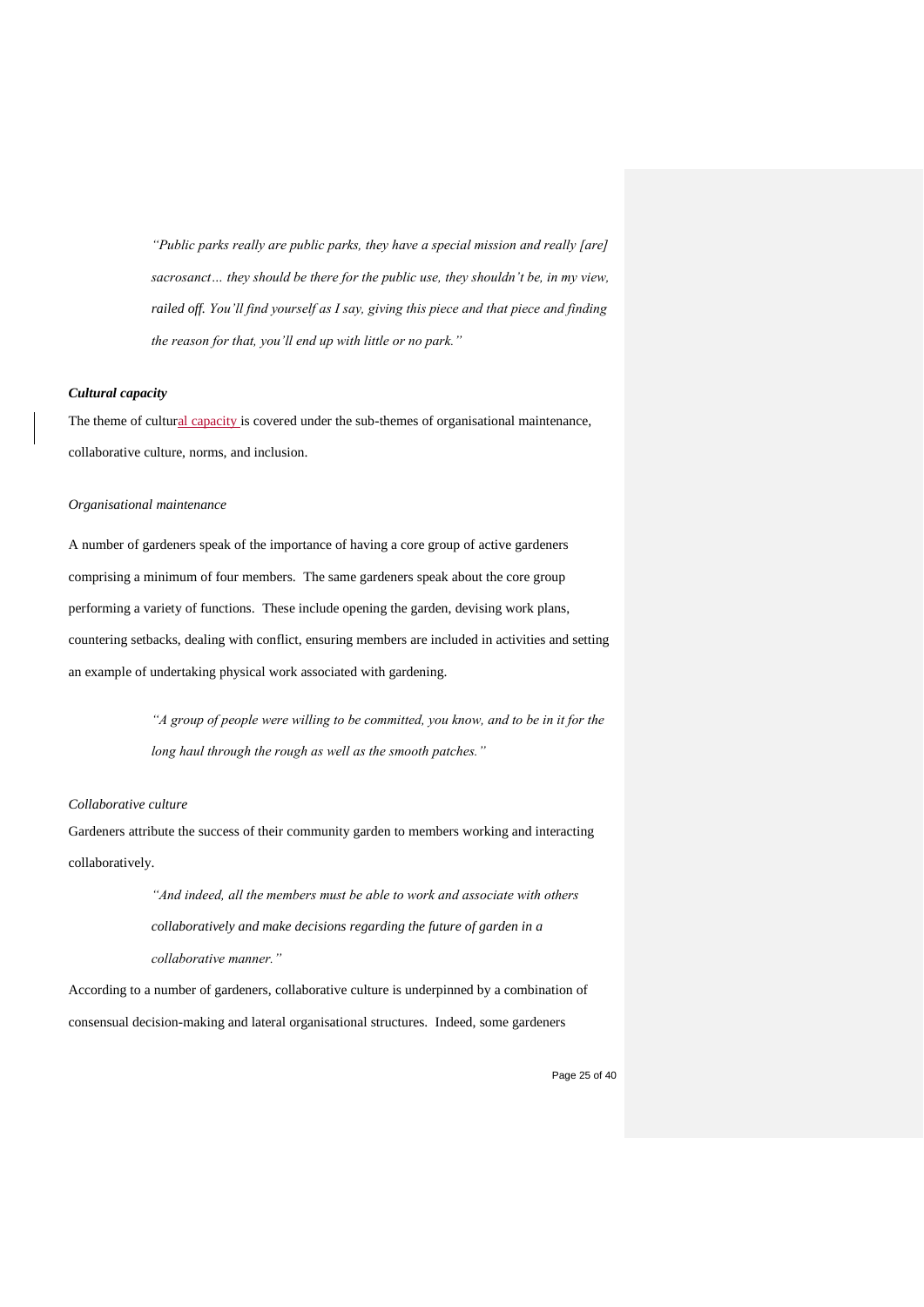> *"Public parks really are public parks, they have a special mission and really [are] sacrosanct… they should be there for the public use, they shouldn't be, in my view, railed off. You'll find yourself as I say, giving this piece and that piece and finding the reason for that, you'll end up with little or no park."*

***Cultural capacity***

The theme of cultural capacity is covered under the sub-themes of organisational maintenance, collaborative culture, norms, and inclusion.

*Organisational maintenance*

A number of gardeners speak of the importance of having a core group of active gardeners comprising a minimum of four members. The same gardeners speak about the core group performing a variety of functions. These include opening the garden, devising work plans, countering setbacks, dealing with conflict, ensuring members are included in activities and setting an example of undertaking physical work associated with gardening.

> *"A group of people were willing to be committed, you know, and to be in it for the long haul through the rough as well as the smooth patches."*

*Collaborative culture*

Gardeners attribute the success of their community garden to members working and interacting collaboratively.

> *"And indeed, all the members must be able to work and associate with others collaboratively and make decisions regarding the future of garden in a collaborative manner."*

According to a number of gardeners, collaborative culture is underpinned by a combination of consensual decision-making and lateral organisational structures. Indeed, some gardeners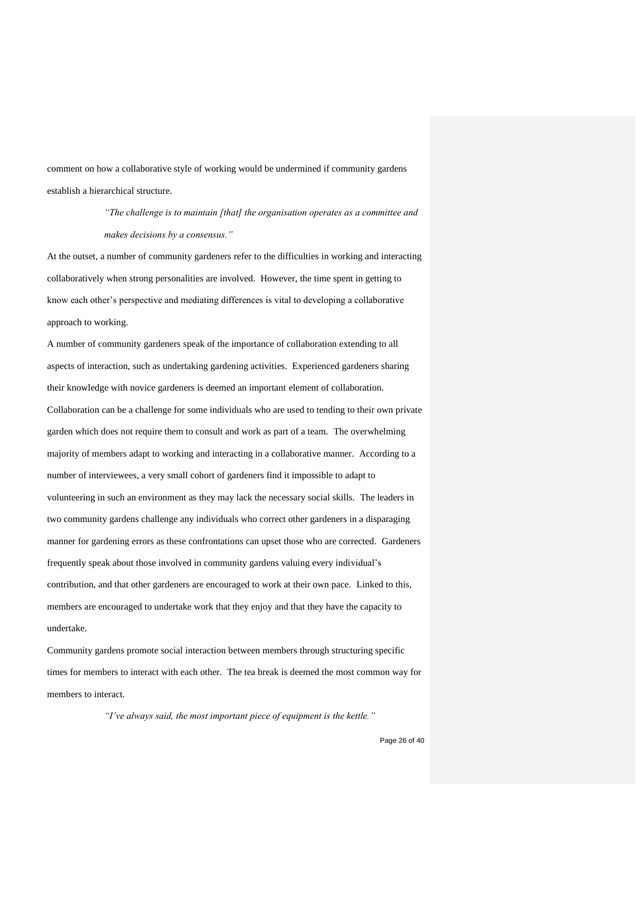comment on how a collaborative style of working would be undermined if community gardens establish a hierarchical structure.

> *"The challenge is to maintain [that] the organisation operates as a committee and makes decisions by a consensus."*

At the outset, a number of community gardeners refer to the difficulties in working and interacting collaboratively when strong personalities are involved. However, the time spent in getting to know each other's perspective and mediating differences is vital to developing a collaborative approach to working.

A number of community gardeners speak of the importance of collaboration extending to all aspects of interaction, such as undertaking gardening activities. Experienced gardeners sharing their knowledge with novice gardeners is deemed an important element of collaboration. Collaboration can be a challenge for some individuals who are used to tending to their own private garden which does not require them to consult and work as part of a team. The overwhelming majority of members adapt to working and interacting in a collaborative manner. According to a number of interviewees, a very small cohort of gardeners find it impossible to adapt to volunteering in such an environment as they may lack the necessary social skills. The leaders in two community gardens challenge any individuals who correct other gardeners in a disparaging manner for gardening errors as these confrontations can upset those who are corrected. Gardeners frequently speak about those involved in community gardens valuing every individual's contribution, and that other gardeners are encouraged to work at their own pace. Linked to this, members are encouraged to undertake work that they enjoy and that they have the capacity to undertake.

Community gardens promote social interaction between members through structuring specific times for members to interact with each other. The tea break is deemed the most common way for members to interact.

> *"I've always said, the most important piece of equipment is the kettle."*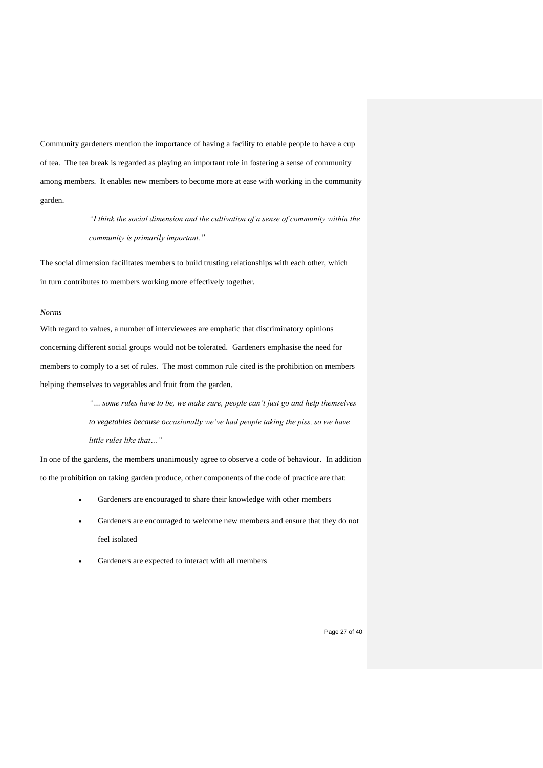Community gardeners mention the importance of having a facility to enable people to have a cup of tea. The tea break is regarded as playing an important role in fostering a sense of community among members. It enables new members to become more at ease with working in the community garden.

> *"I think the social dimension and the cultivation of a sense of community within the community is primarily important."*

The social dimension facilitates members to build trusting relationships with each other, which in turn contributes to members working more effectively together.

*Norms*

With regard to values, a number of interviewees are emphatic that discriminatory opinions concerning different social groups would not be tolerated. Gardeners emphasise the need for members to comply to a set of rules. The most common rule cited is the prohibition on members helping themselves to vegetables and fruit from the garden.

> *"… some rules have to be, we make sure, people can't just go and help themselves to vegetables because occasionally we've had people taking the piss, so we have little rules like that…"*

In one of the gardens, the members unanimously agree to observe a code of behaviour. In addition to the prohibition on taking garden produce, other components of the code of practice are that:

- Gardeners are encouraged to share their knowledge with other members
- Gardeners are encouraged to welcome new members and ensure that they do not feel isolated
- Gardeners are expected to interact with all members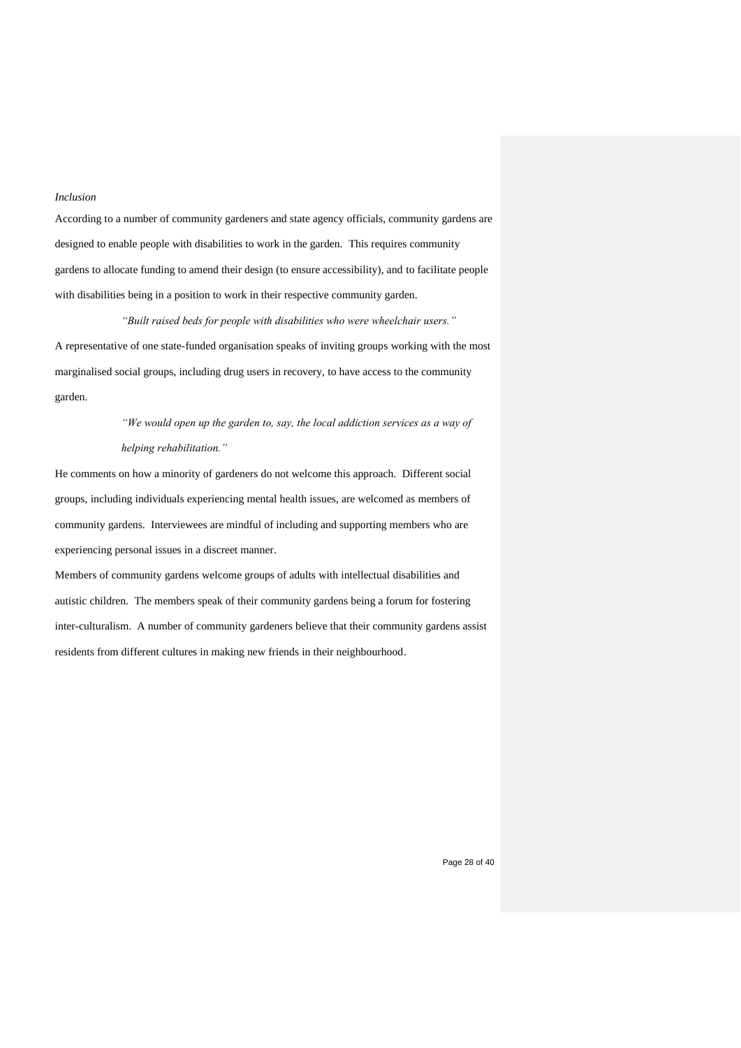*Inclusion*

According to a number of community gardeners and state agency officials, community gardens are designed to enable people with disabilities to work in the garden. This requires community gardens to allocate funding to amend their design (to ensure accessibility), and to facilitate people with disabilities being in a position to work in their respective community garden.

> *"Built raised beds for people with disabilities who were wheelchair users."*

A representative of one state-funded organisation speaks of inviting groups working with the most marginalised social groups, including drug users in recovery, to have access to the community garden.

> *"We would open up the garden to, say, the local addiction services as a way of helping rehabilitation."*

He comments on how a minority of gardeners do not welcome this approach. Different social groups, including individuals experiencing mental health issues, are welcomed as members of community gardens. Interviewees are mindful of including and supporting members who are experiencing personal issues in a discreet manner.

Members of community gardens welcome groups of adults with intellectual disabilities and autistic children. The members speak of their community gardens being a forum for fostering inter-culturalism. A number of community gardeners believe that their community gardens assist residents from different cultures in making new friends in their neighbourhood.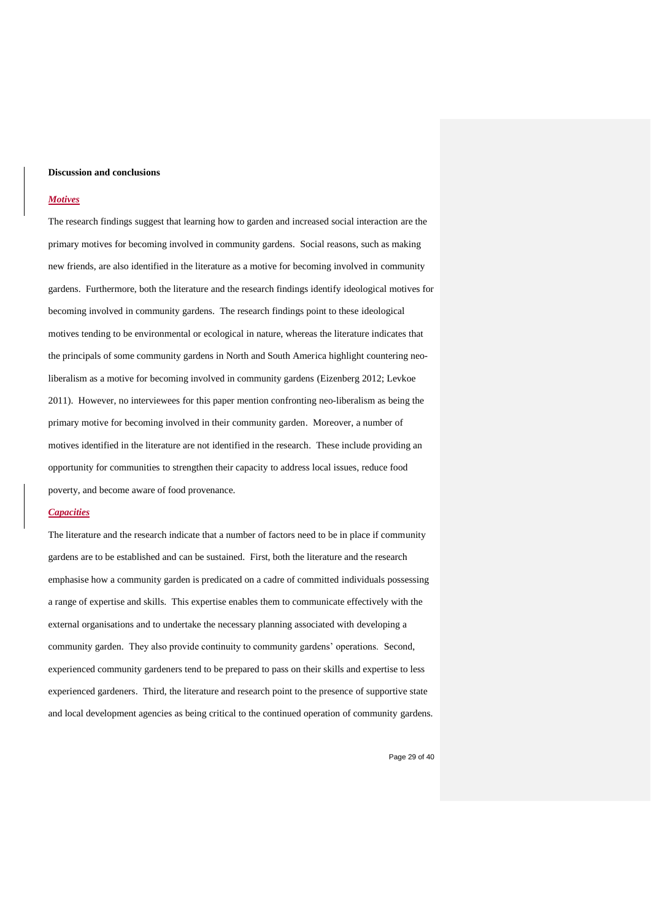## Discussion and conclusions

### *Motives*

The research findings suggest that learning how to garden and increased social interaction are the primary motives for becoming involved in community gardens. Social reasons, such as making new friends, are also identified in the literature as a motive for becoming involved in community gardens. Furthermore, both the literature and the research findings identify ideological motives for becoming involved in community gardens. The research findings point to these ideological motives tending to be environmental or ecological in nature, whereas the literature indicates that the principals of some community gardens in North and South America highlight countering neo-liberalism as a motive for becoming involved in community gardens (Eizenberg 2012; Levkoe 2011). However, no interviewees for this paper mention confronting neo-liberalism as being the primary motive for becoming involved in their community garden. Moreover, a number of motives identified in the literature are not identified in the research. These include providing an opportunity for communities to strengthen their capacity to address local issues, reduce food poverty, and become aware of food provenance.

### *Capacities*

The literature and the research indicate that a number of factors need to be in place if community gardens are to be established and can be sustained. First, both the literature and the research emphasise how a community garden is predicated on a cadre of committed individuals possessing a range of expertise and skills. This expertise enables them to communicate effectively with the external organisations and to undertake the necessary planning associated with developing a community garden. They also provide continuity to community gardens' operations. Second, experienced community gardeners tend to be prepared to pass on their skills and expertise to less experienced gardeners. Third, the literature and research point to the presence of supportive state and local development agencies as being critical to the continued operation of community gardens.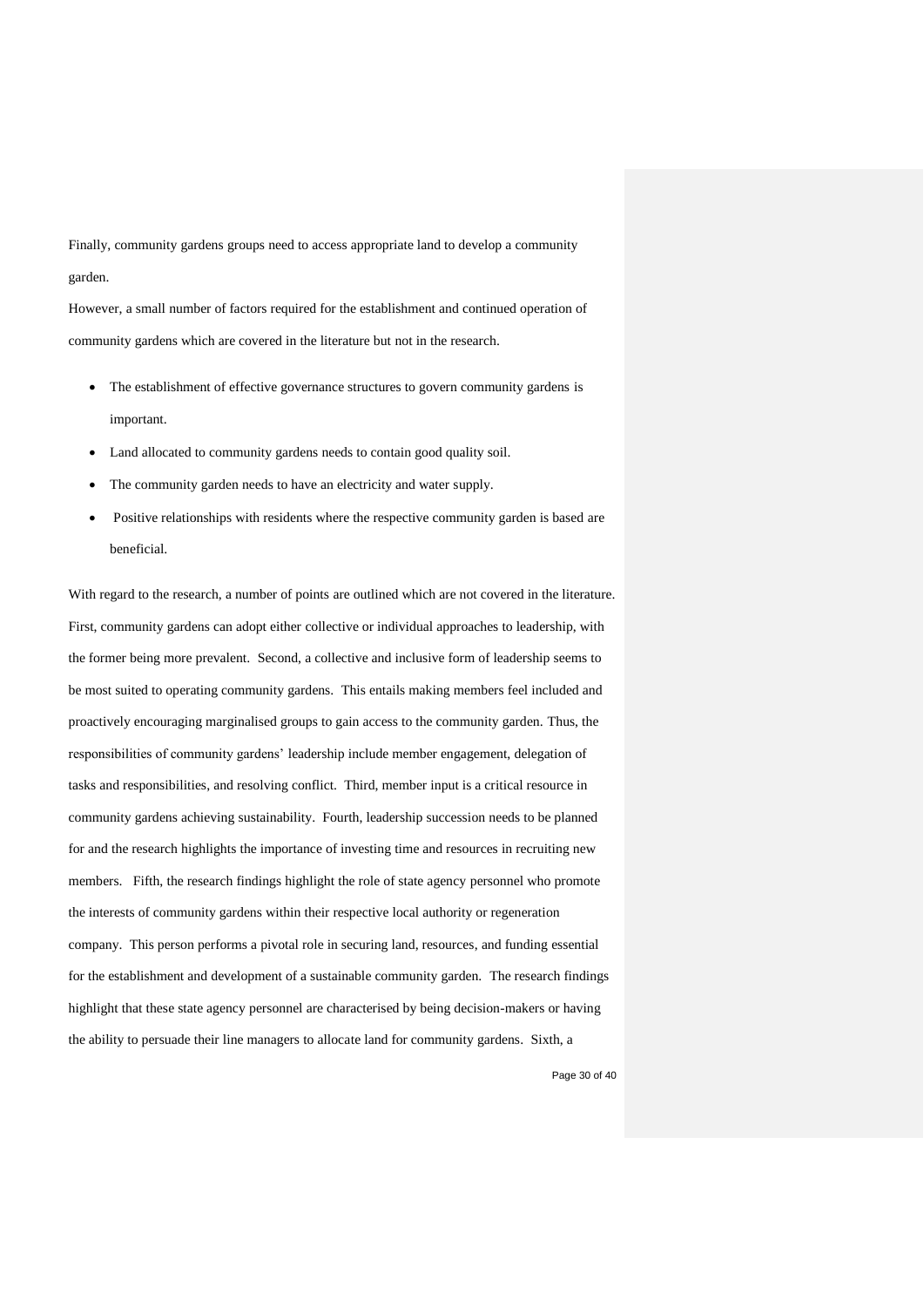Finally, community gardens groups need to access appropriate land to develop a community garden.

However, a small number of factors required for the establishment and continued operation of community gardens which are covered in the literature but not in the research.

- The establishment of effective governance structures to govern community gardens is important.
- Land allocated to community gardens needs to contain good quality soil.
- The community garden needs to have an electricity and water supply.
- Positive relationships with residents where the respective community garden is based are beneficial.

With regard to the research, a number of points are outlined which are not covered in the literature. First, community gardens can adopt either collective or individual approaches to leadership, with the former being more prevalent. Second, a collective and inclusive form of leadership seems to be most suited to operating community gardens. This entails making members feel included and proactively encouraging marginalised groups to gain access to the community garden. Thus, the responsibilities of community gardens' leadership include member engagement, delegation of tasks and responsibilities, and resolving conflict. Third, member input is a critical resource in community gardens achieving sustainability. Fourth, leadership succession needs to be planned for and the research highlights the importance of investing time and resources in recruiting new members. Fifth, the research findings highlight the role of state agency personnel who promote the interests of community gardens within their respective local authority or regeneration company. This person performs a pivotal role in securing land, resources, and funding essential for the establishment and development of a sustainable community garden. The research findings highlight that these state agency personnel are characterised by being decision-makers or having the ability to persuade their line managers to allocate land for community gardens. Sixth, a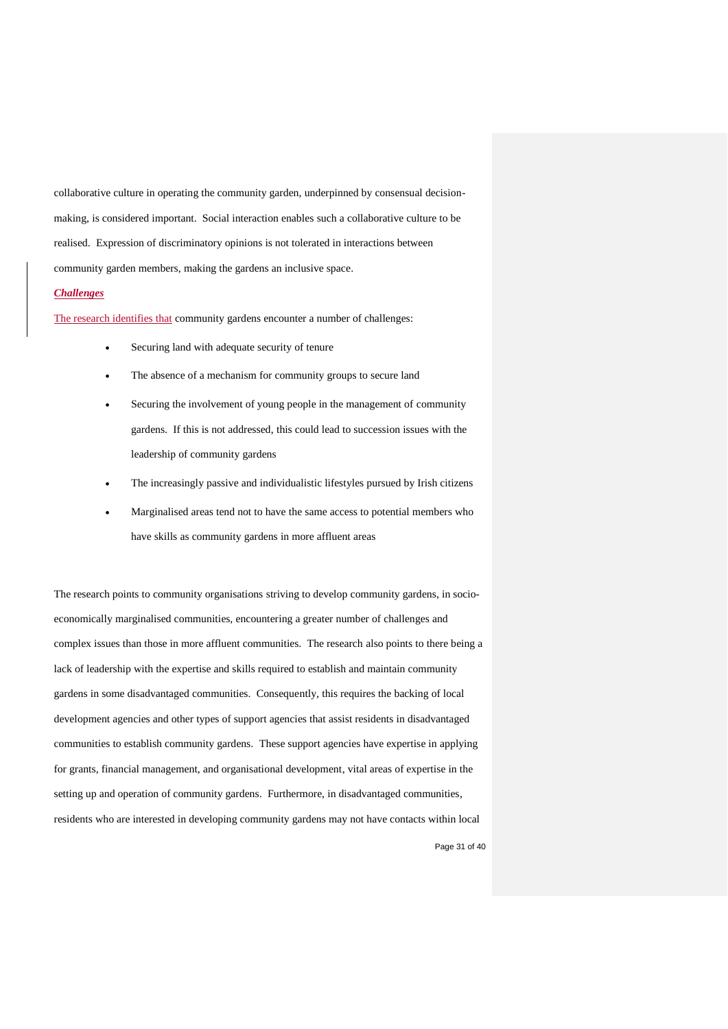collaborative culture in operating the community garden, underpinned by consensual decision-making, is considered important. Social interaction enables such a collaborative culture to be realised. Expression of discriminatory opinions is not tolerated in interactions between community garden members, making the gardens an inclusive space.

***Challenges***

The research identifies that community gardens encounter a number of challenges:

- Securing land with adequate security of tenure
- The absence of a mechanism for community groups to secure land
- Securing the involvement of young people in the management of community gardens. If this is not addressed, this could lead to succession issues with the leadership of community gardens
- The increasingly passive and individualistic lifestyles pursued by Irish citizens
- Marginalised areas tend not to have the same access to potential members who have skills as community gardens in more affluent areas

The research points to community organisations striving to develop community gardens, in socio-economically marginalised communities, encountering a greater number of challenges and complex issues than those in more affluent communities. The research also points to there being a lack of leadership with the expertise and skills required to establish and maintain community gardens in some disadvantaged communities. Consequently, this requires the backing of local development agencies and other types of support agencies that assist residents in disadvantaged communities to establish community gardens. These support agencies have expertise in applying for grants, financial management, and organisational development, vital areas of expertise in the setting up and operation of community gardens. Furthermore, in disadvantaged communities, residents who are interested in developing community gardens may not have contacts within local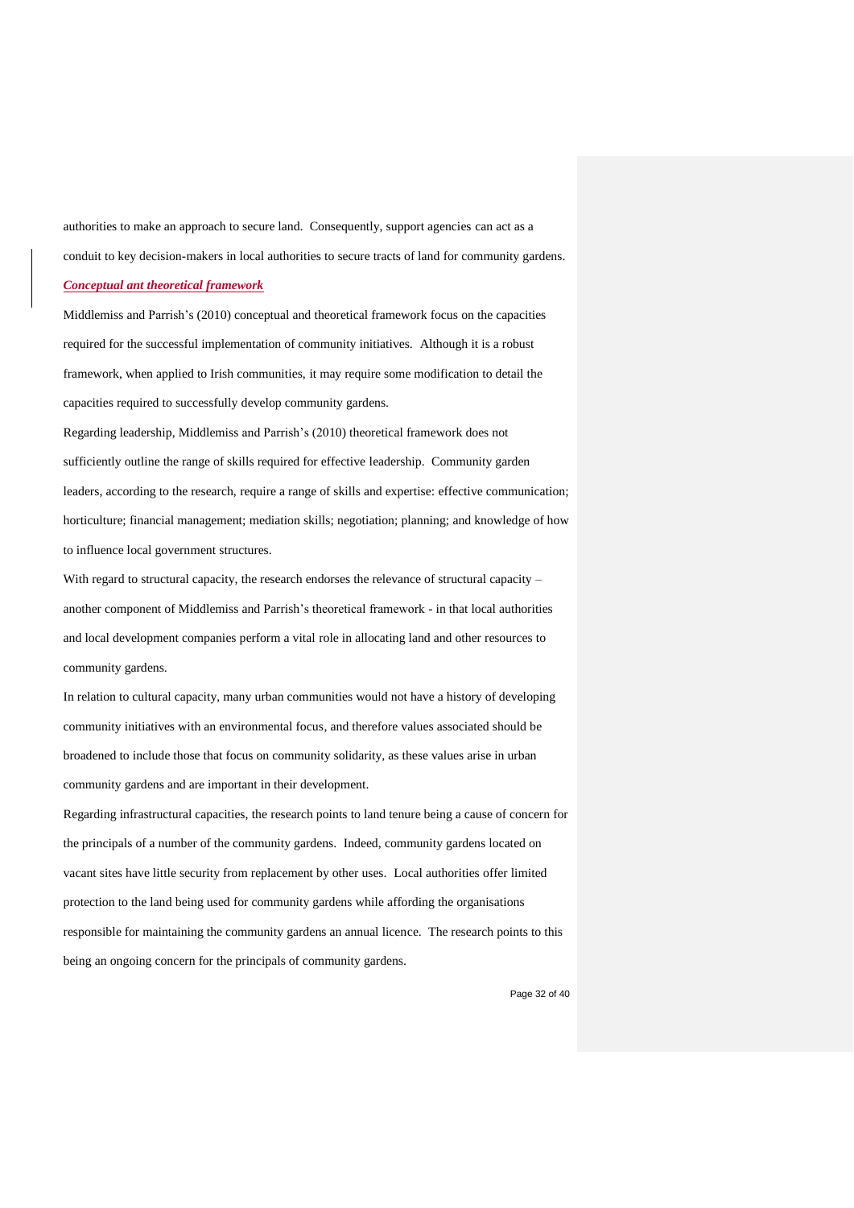authorities to make an approach to secure land. Consequently, support agencies can act as a conduit to key decision-makers in local authorities to secure tracts of land for community gardens.

### *Conceptual ant theoretical framework*

Middlemiss and Parrish's (2010) conceptual and theoretical framework focus on the capacities required for the successful implementation of community initiatives. Although it is a robust framework, when applied to Irish communities, it may require some modification to detail the capacities required to successfully develop community gardens.

Regarding leadership, Middlemiss and Parrish's (2010) theoretical framework does not sufficiently outline the range of skills required for effective leadership. Community garden leaders, according to the research, require a range of skills and expertise: effective communication; horticulture; financial management; mediation skills; negotiation; planning; and knowledge of how to influence local government structures.

With regard to structural capacity, the research endorses the relevance of structural capacity – another component of Middlemiss and Parrish's theoretical framework - in that local authorities and local development companies perform a vital role in allocating land and other resources to community gardens.

In relation to cultural capacity, many urban communities would not have a history of developing community initiatives with an environmental focus, and therefore values associated should be broadened to include those that focus on community solidarity, as these values arise in urban community gardens and are important in their development.

Regarding infrastructural capacities, the research points to land tenure being a cause of concern for the principals of a number of the community gardens. Indeed, community gardens located on vacant sites have little security from replacement by other uses. Local authorities offer limited protection to the land being used for community gardens while affording the organisations responsible for maintaining the community gardens an annual licence. The research points to this being an ongoing concern for the principals of community gardens.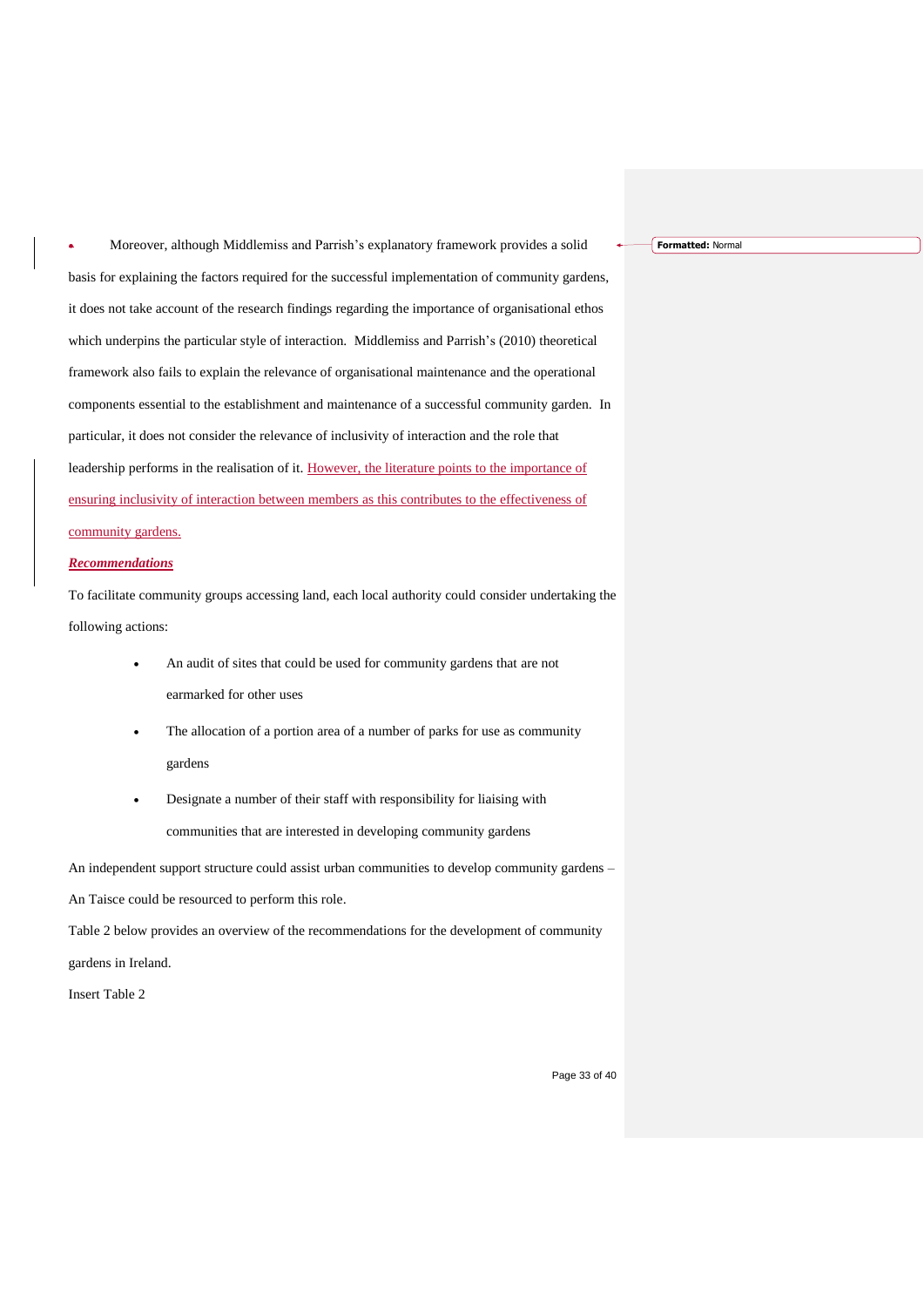Moreover, although Middlemiss and Parrish's explanatory framework provides a solid basis for explaining the factors required for the successful implementation of community gardens, it does not take account of the research findings regarding the importance of organisational ethos which underpins the particular style of interaction. Middlemiss and Parrish's (2010) theoretical framework also fails to explain the relevance of organisational maintenance and the operational components essential to the establishment and maintenance of a successful community garden. In particular, it does not consider the relevance of inclusivity of interaction and the role that leadership performs in the realisation of it. However, the literature points to the importance of ensuring inclusivity of interaction between members as this contributes to the effectiveness of community gardens.

***Recommendations***

To facilitate community groups accessing land, each local authority could consider undertaking the following actions:

- An audit of sites that could be used for community gardens that are not earmarked for other uses
- The allocation of a portion area of a number of parks for use as community gardens
- Designate a number of their staff with responsibility for liaising with communities that are interested in developing community gardens

An independent support structure could assist urban communities to develop community gardens – An Taisce could be resourced to perform this role.

Table 2 below provides an overview of the recommendations for the development of community gardens in Ireland.

Insert Table 2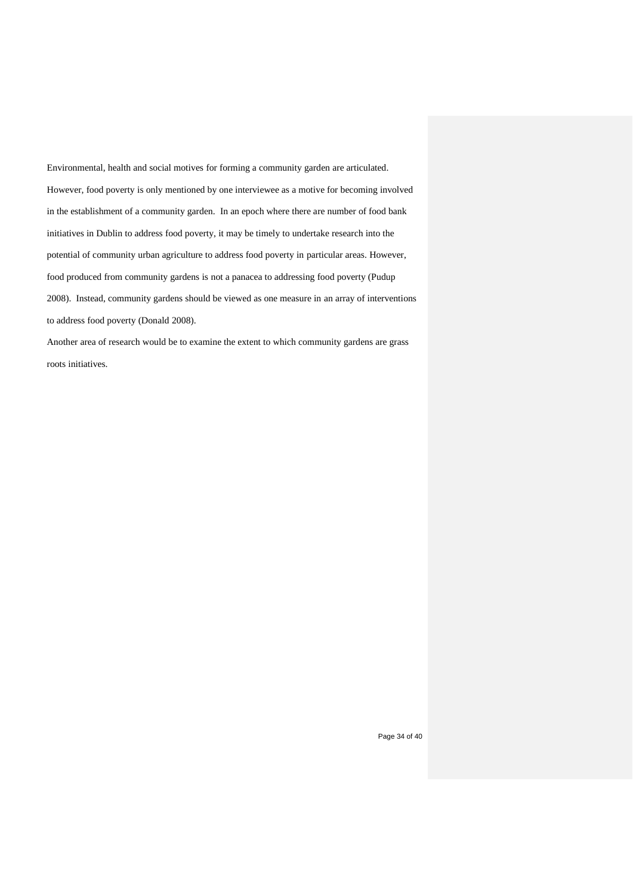Environmental, health and social motives for forming a community garden are articulated. However, food poverty is only mentioned by one interviewee as a motive for becoming involved in the establishment of a community garden. In an epoch where there are number of food bank initiatives in Dublin to address food poverty, it may be timely to undertake research into the potential of community urban agriculture to address food poverty in particular areas. However, food produced from community gardens is not a panacea to addressing food poverty (Pudup 2008). Instead, community gardens should be viewed as one measure in an array of interventions to address food poverty (Donald 2008).

Another area of research would be to examine the extent to which community gardens are grass roots initiatives.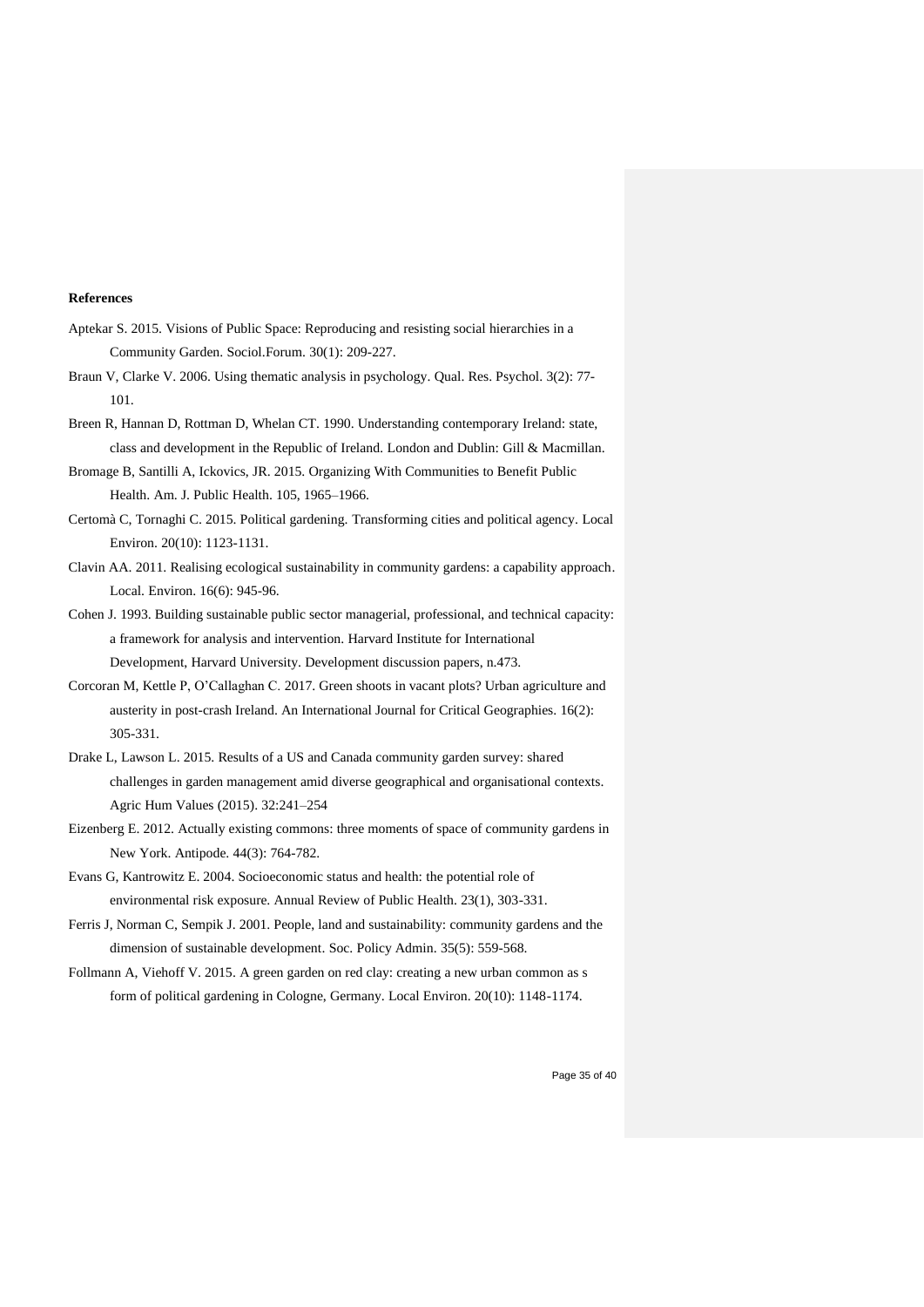**References**

Aptekar S. 2015. Visions of Public Space: Reproducing and resisting social hierarchies in a Community Garden. Sociol.Forum. 30(1): 209-227.

Braun V, Clarke V. 2006. Using thematic analysis in psychology. Qual. Res. Psychol. 3(2): 77-101.

Breen R, Hannan D, Rottman D, Whelan CT. 1990. Understanding contemporary Ireland: state, class and development in the Republic of Ireland. London and Dublin: Gill & Macmillan.

Bromage B, Santilli A, Ickovics, JR. 2015. Organizing With Communities to Benefit Public Health. Am. J. Public Health. 105, 1965–1966.

Certomà C, Tornaghi C. 2015. Political gardening. Transforming cities and political agency. Local Environ. 20(10): 1123-1131.

Clavin AA. 2011. Realising ecological sustainability in community gardens: a capability approach. Local. Environ. 16(6): 945-96.

Cohen J. 1993. Building sustainable public sector managerial, professional, and technical capacity: a framework for analysis and intervention. Harvard Institute for International Development, Harvard University. Development discussion papers, n.473.

Corcoran M, Kettle P, O'Callaghan C. 2017. Green shoots in vacant plots? Urban agriculture and austerity in post-crash Ireland. An International Journal for Critical Geographies. 16(2): 305-331.

Drake L, Lawson L. 2015. Results of a US and Canada community garden survey: shared challenges in garden management amid diverse geographical and organisational contexts. Agric Hum Values (2015). 32:241–254

Eizenberg E. 2012. Actually existing commons: three moments of space of community gardens in New York. Antipode. 44(3): 764-782.

Evans G, Kantrowitz E. 2004. Socioeconomic status and health: the potential role of environmental risk exposure. Annual Review of Public Health. 23(1), 303-331.

Ferris J, Norman C, Sempik J. 2001. People, land and sustainability: community gardens and the dimension of sustainable development. Soc. Policy Admin. 35(5): 559-568.

Follmann A, Viehoff V. 2015. A green garden on red clay: creating a new urban common as s form of political gardening in Cologne, Germany. Local Environ. 20(10): 1148-1174.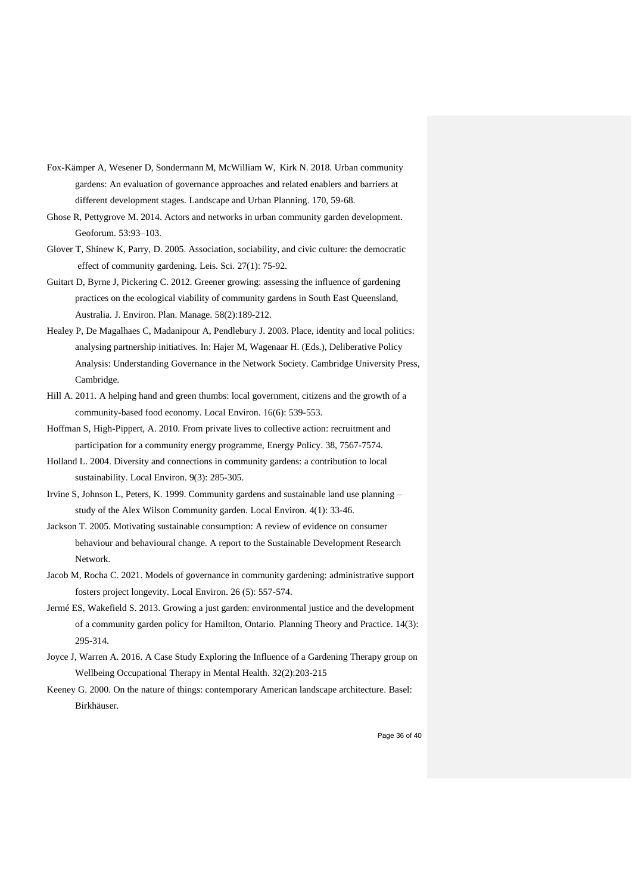Fox-Kämper A, Wesener D, Sondermann M, McWilliam W, Kirk N. 2018. Urban community gardens: An evaluation of governance approaches and related enablers and barriers at different development stages. Landscape and Urban Planning. 170, 59-68.

Ghose R, Pettygrove M. 2014. Actors and networks in urban community garden development. Geoforum. 53:93–103.

Glover T, Shinew K, Parry, D. 2005. Association, sociability, and civic culture: the democratic effect of community gardening. Leis. Sci. 27(1): 75-92.

Guitart D, Byrne J, Pickering C. 2012. Greener growing: assessing the influence of gardening practices on the ecological viability of community gardens in South East Queensland, Australia. J. Environ. Plan. Manage. 58(2):189-212.

Healey P, De Magalhaes C, Madanipour A, Pendlebury J. 2003. Place, identity and local politics: analysing partnership initiatives. In: Hajer M, Wagenaar H. (Eds.), Deliberative Policy Analysis: Understanding Governance in the Network Society. Cambridge University Press, Cambridge.

Hill A. 2011. A helping hand and green thumbs: local government, citizens and the growth of a community-based food economy. Local Environ. 16(6): 539-553.

Hoffman S, High-Pippert, A. 2010. From private lives to collective action: recruitment and participation for a community energy programme, Energy Policy. 38, 7567-7574.

Holland L. 2004. Diversity and connections in community gardens: a contribution to local sustainability. Local Environ. 9(3): 285-305.

Irvine S, Johnson L, Peters, K. 1999. Community gardens and sustainable land use planning – study of the Alex Wilson Community garden. Local Environ. 4(1): 33-46.

Jackson T. 2005. Motivating sustainable consumption: A review of evidence on consumer behaviour and behavioural change. A report to the Sustainable Development Research Network.

Jacob M, Rocha C. 2021. Models of governance in community gardening: administrative support fosters project longevity. Local Environ. 26 (5): 557-574.

Jermé ES, Wakefield S. 2013. Growing a just garden: environmental justice and the development of a community garden policy for Hamilton, Ontario. Planning Theory and Practice. 14(3): 295-314.

Joyce J, Warren A. 2016. A Case Study Exploring the Influence of a Gardening Therapy group on Wellbeing Occupational Therapy in Mental Health. 32(2):203-215

Keeney G. 2000. On the nature of things: contemporary American landscape architecture. Basel: Birkhäuser.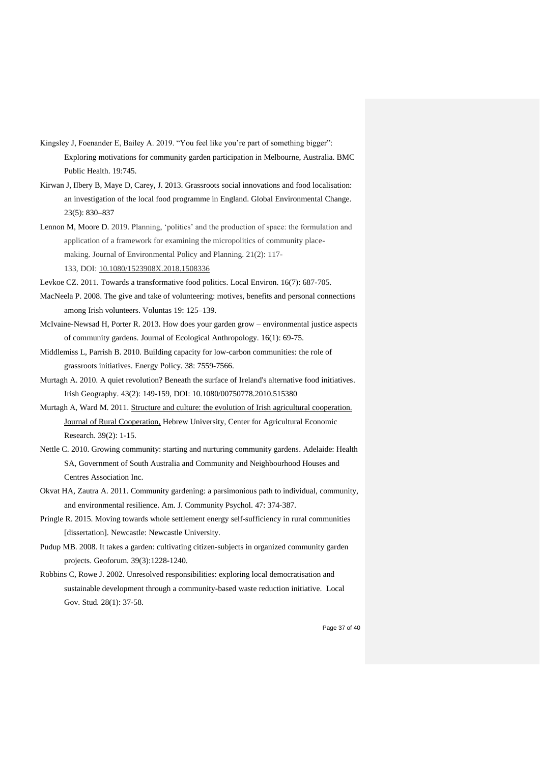Kingsley J, Foenander E, Bailey A. 2019. "You feel like you're part of something bigger": Exploring motivations for community garden participation in Melbourne, Australia. BMC Public Health. 19:745.

Kirwan J, Ilbery B, Maye D, Carey, J. 2013. Grassroots social innovations and food localisation: an investigation of the local food programme in England. Global Environmental Change. 23(5): 830–837

Lennon M, Moore D. 2019. Planning, 'politics' and the production of space: the formulation and application of a framework for examining the micropolitics of community place-making. Journal of Environmental Policy and Planning. 21(2): 117-133, DOI: 10.1080/1523908X.2018.1508336

Levkoe CZ. 2011. Towards a transformative food politics. Local Environ. 16(7): 687-705.

MacNeela P. 2008. The give and take of volunteering: motives, benefits and personal connections among Irish volunteers. Voluntas 19: 125–139.

McIvaine-Newsad H, Porter R. 2013. How does your garden grow – environmental justice aspects of community gardens. Journal of Ecological Anthropology. 16(1): 69-75.

Middlemiss L, Parrish B. 2010. Building capacity for low-carbon communities: the role of grassroots initiatives. Energy Policy. 38: 7559-7566.

Murtagh A. 2010. A quiet revolution? Beneath the surface of Ireland's alternative food initiatives. Irish Geography. 43(2): 149-159, DOI: 10.1080/00750778.2010.515380

Murtagh A, Ward M. 2011. Structure and culture: the evolution of Irish agricultural cooperation. Journal of Rural Cooperation, Hebrew University, Center for Agricultural Economic Research. 39(2): 1-15.

Nettle C. 2010. Growing community: starting and nurturing community gardens. Adelaide: Health SA, Government of South Australia and Community and Neighbourhood Houses and Centres Association Inc.

Okvat HA, Zautra A. 2011. Community gardening: a parsimonious path to individual, community, and environmental resilience. Am. J. Community Psychol. 47: 374-387.

Pringle R. 2015. Moving towards whole settlement energy self-sufficiency in rural communities [dissertation]. Newcastle: Newcastle University.

Pudup MB. 2008. It takes a garden: cultivating citizen-subjects in organized community garden projects. Geoforum. 39(3):1228-1240.

Robbins C, Rowe J. 2002. Unresolved responsibilities: exploring local democratisation and sustainable development through a community-based waste reduction initiative. Local Gov. Stud. 28(1): 37-58.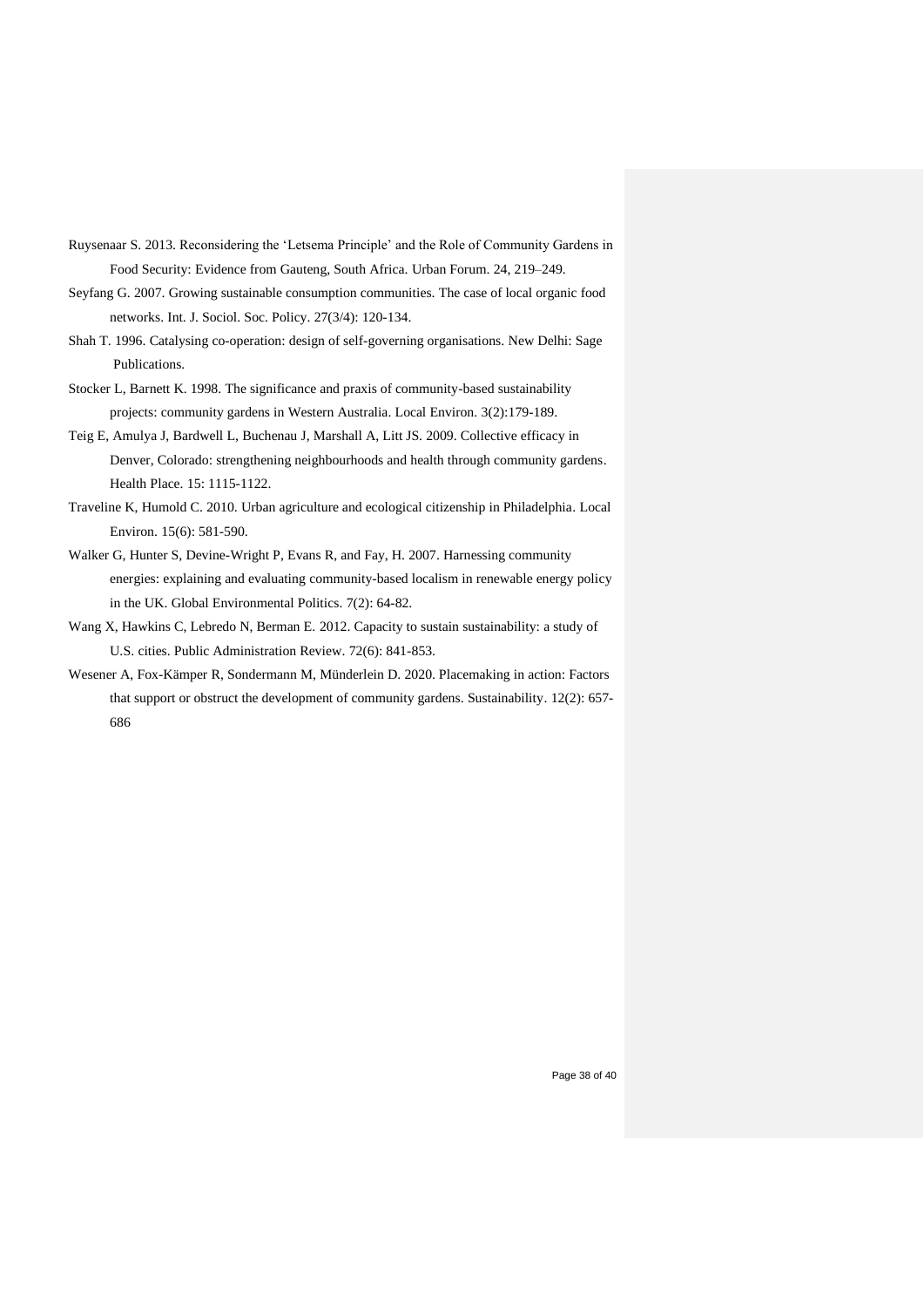Ruysenaar S. 2013. Reconsidering the 'Letsema Principle' and the Role of Community Gardens in Food Security: Evidence from Gauteng, South Africa. Urban Forum. 24, 219–249.

Seyfang G. 2007. Growing sustainable consumption communities. The case of local organic food networks. Int. J. Sociol. Soc. Policy. 27(3/4): 120-134.

Shah T. 1996. Catalysing co-operation: design of self-governing organisations. New Delhi: Sage Publications.

Stocker L, Barnett K. 1998. The significance and praxis of community-based sustainability projects: community gardens in Western Australia. Local Environ. 3(2):179-189.

Teig E, Amulya J, Bardwell L, Buchenau J, Marshall A, Litt JS. 2009. Collective efficacy in Denver, Colorado: strengthening neighbourhoods and health through community gardens. Health Place. 15: 1115-1122.

Traveline K, Humold C. 2010. Urban agriculture and ecological citizenship in Philadelphia. Local Environ. 15(6): 581-590.

Walker G, Hunter S, Devine-Wright P, Evans R, and Fay, H. 2007. Harnessing community energies: explaining and evaluating community-based localism in renewable energy policy in the UK. Global Environmental Politics. 7(2): 64-82.

Wang X, Hawkins C, Lebredo N, Berman E. 2012. Capacity to sustain sustainability: a study of U.S. cities. Public Administration Review. 72(6): 841-853.

Wesener A, Fox-Kämper R, Sondermann M, Münderlein D. 2020. Placemaking in action: Factors that support or obstruct the development of community gardens. Sustainability. 12(2): 657-686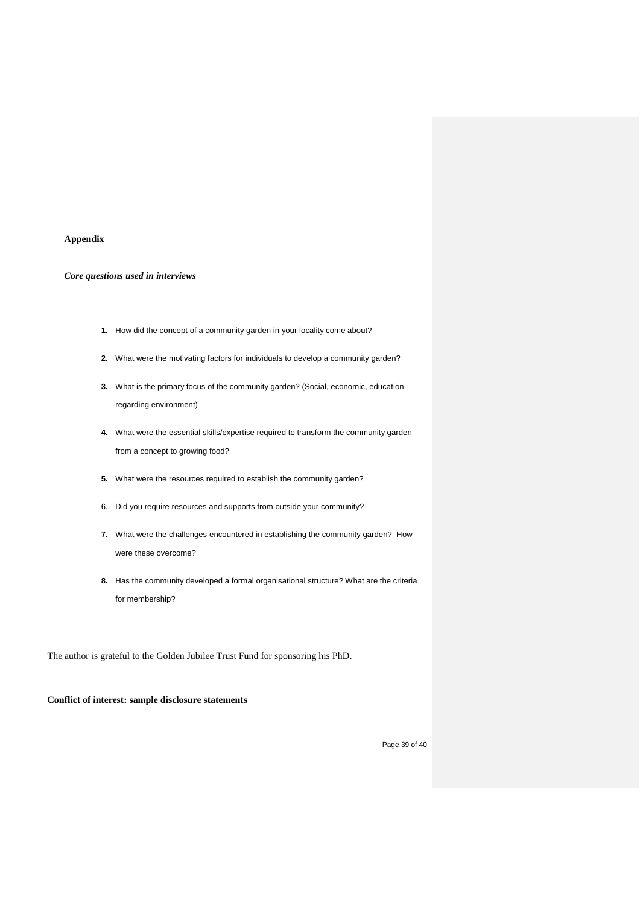**Appendix**

***Core questions used in interviews***

1. How did the concept of a community garden in your locality come about?
2. What were the motivating factors for individuals to develop a community garden?
3. What is the primary focus of the community garden? (Social, economic, education regarding environment)
4. What were the essential skills/expertise required to transform the community garden from a concept to growing food?
5. What were the resources required to establish the community garden?
6. Did you require resources and supports from outside your community?
7. What were the challenges encountered in establishing the community garden? How were these overcome?
8. Has the community developed a formal organisational structure? What are the criteria for membership?

The author is grateful to the Golden Jubilee Trust Fund for sponsoring his PhD.

**Conflict of interest: sample disclosure statements**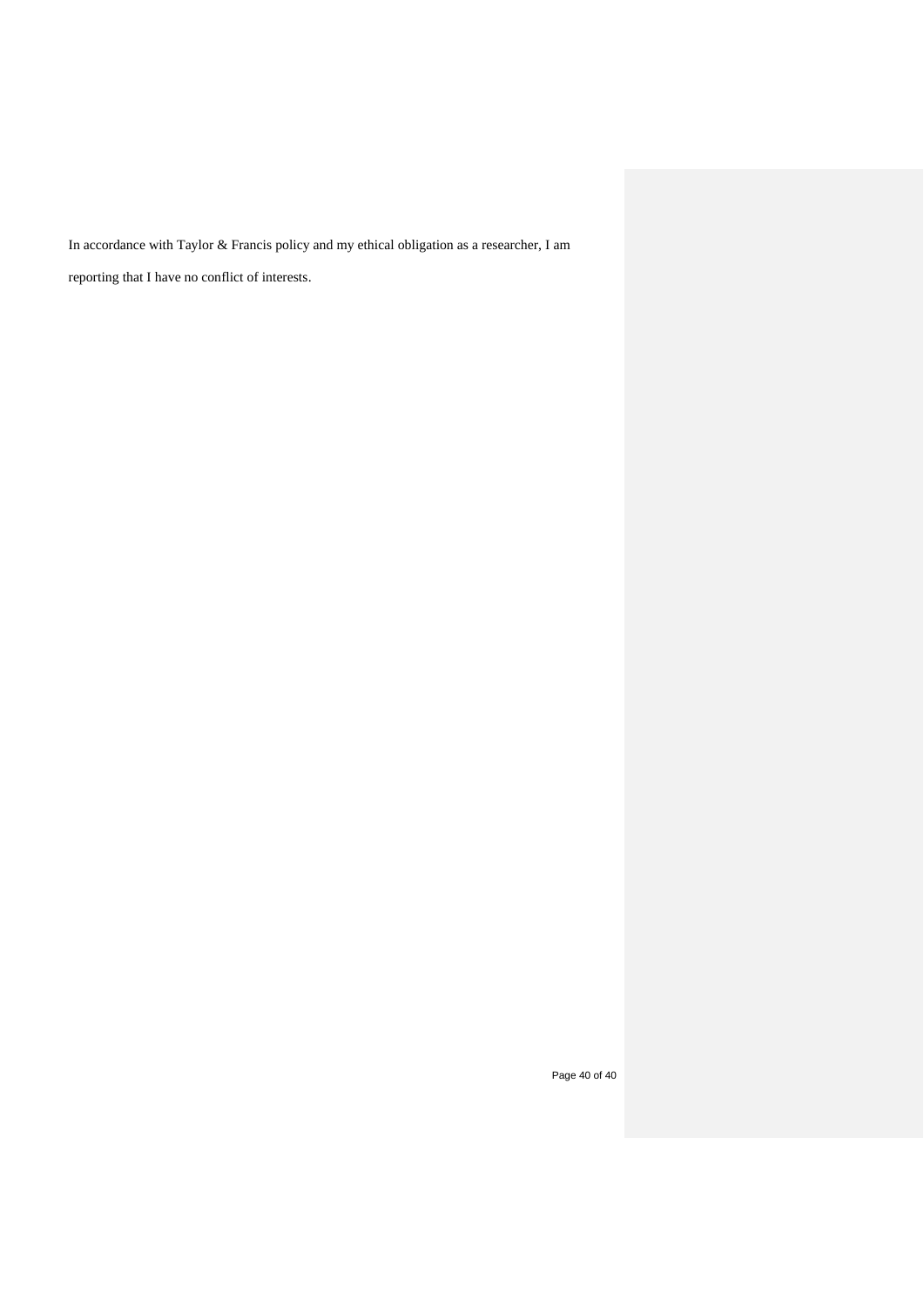In accordance with Taylor & Francis policy and my ethical obligation as a researcher, I am reporting that I have no conflict of interests.